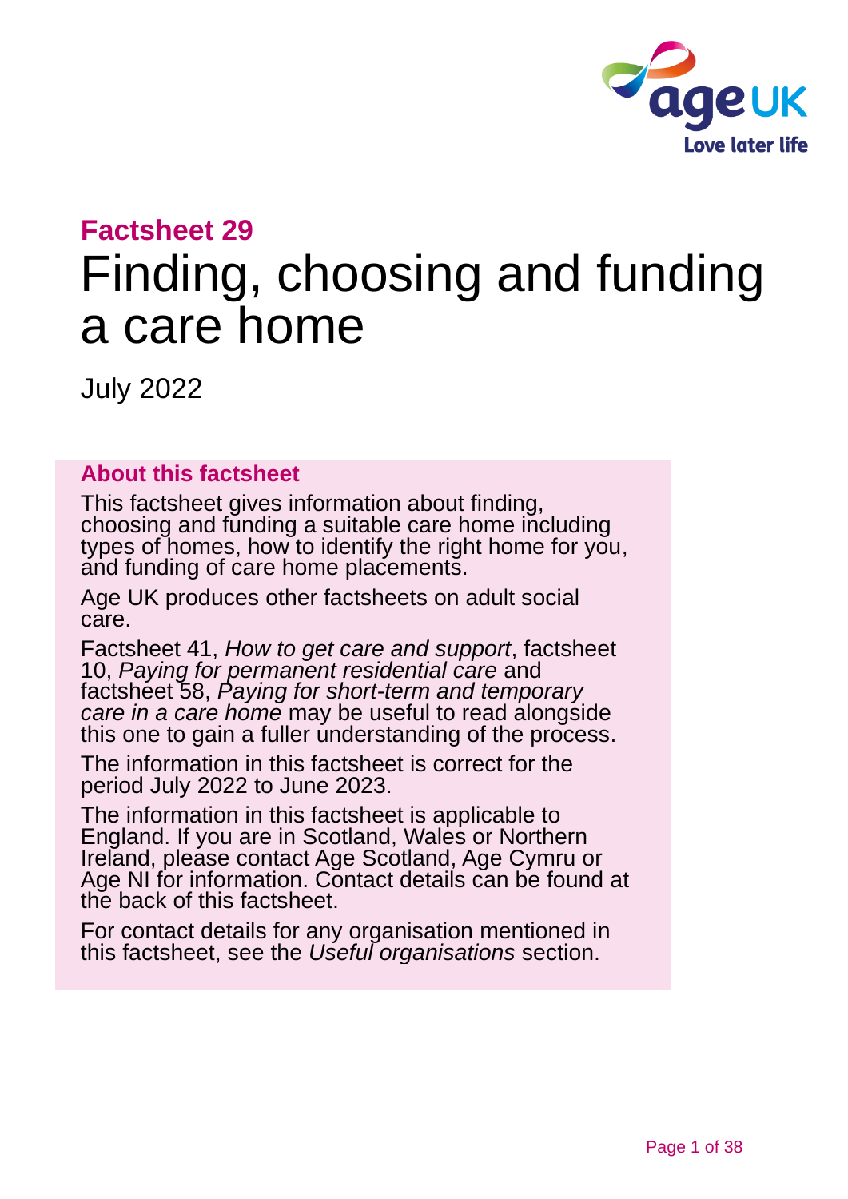**Factsheet 29**

# Finding, choosing and funding a care home

July 2022

## About this factsheet

This factsheet gives information about finding, choosing and funding a suitable care home including types of homes, how to identify the right home for you, and funding of care home placements.

Age UK produces other factsheets on adult social care.

Factsheet 41, *How to get care and support*, factsheet 10, *Paying for permanent residential care* and factsheet 58, *Paying for short-term and temporary care in a care home* may be useful to read alongside this one to gain a fuller understanding of the process.

The information in this factsheet is correct for the period July 2022 to June 2023.

The information in this factsheet is applicable to England. If you are in Scotland, Wales or Northern Ireland, please contact Age Scotland, Age Cymru or Age NI for information. Contact details can be found at the back of this factsheet.

For contact details for any organisation mentioned in this factsheet, see the *Useful organisations* section.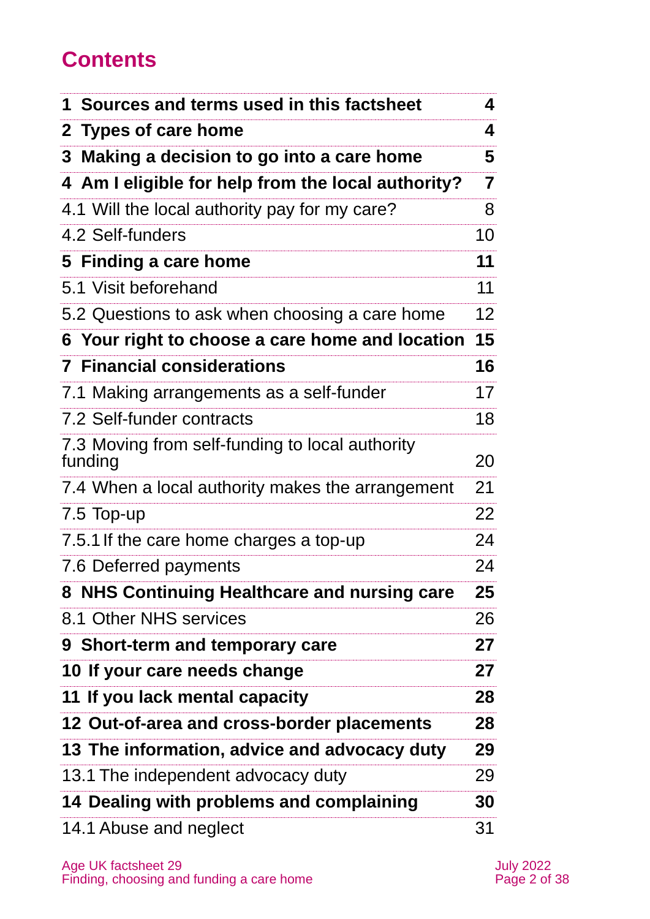# Contents

| | |
|---|---|
| **1 Sources and terms used in this factsheet** | **4** |
| **2 Types of care home** | **4** |
| **3 Making a decision to go into a care home** | **5** |
| **4 Am I eligible for help from the local authority?** | **7** |
| 4.1 Will the local authority pay for my care? | 8 |
| 4.2 Self-funders | 10 |
| **5 Finding a care home** | **11** |
| 5.1 Visit beforehand | 11 |
| 5.2 Questions to ask when choosing a care home | 12 |
| **6 Your right to choose a care home and location** | **15** |
| **7 Financial considerations** | **16** |
| 7.1 Making arrangements as a self-funder | 17 |
| 7.2 Self-funder contracts | 18 |
| 7.3 Moving from self-funding to local authority funding | 20 |
| 7.4 When a local authority makes the arrangement | 21 |
| 7.5 Top-up | 22 |
| 7.5.1 If the care home charges a top-up | 24 |
| 7.6 Deferred payments | 24 |
| **8 NHS Continuing Healthcare and nursing care** | **25** |
| 8.1 Other NHS services | 26 |
| **9 Short-term and temporary care** | **27** |
| **10 If your care needs change** | **27** |
| **11 If you lack mental capacity** | **28** |
| **12 Out-of-area and cross-border placements** | **28** |
| **13 The information, advice and advocacy duty** | **29** |
| 13.1 The independent advocacy duty | 29 |
| **14 Dealing with problems and complaining** | **30** |
| 14.1 Abuse and neglect | 31 |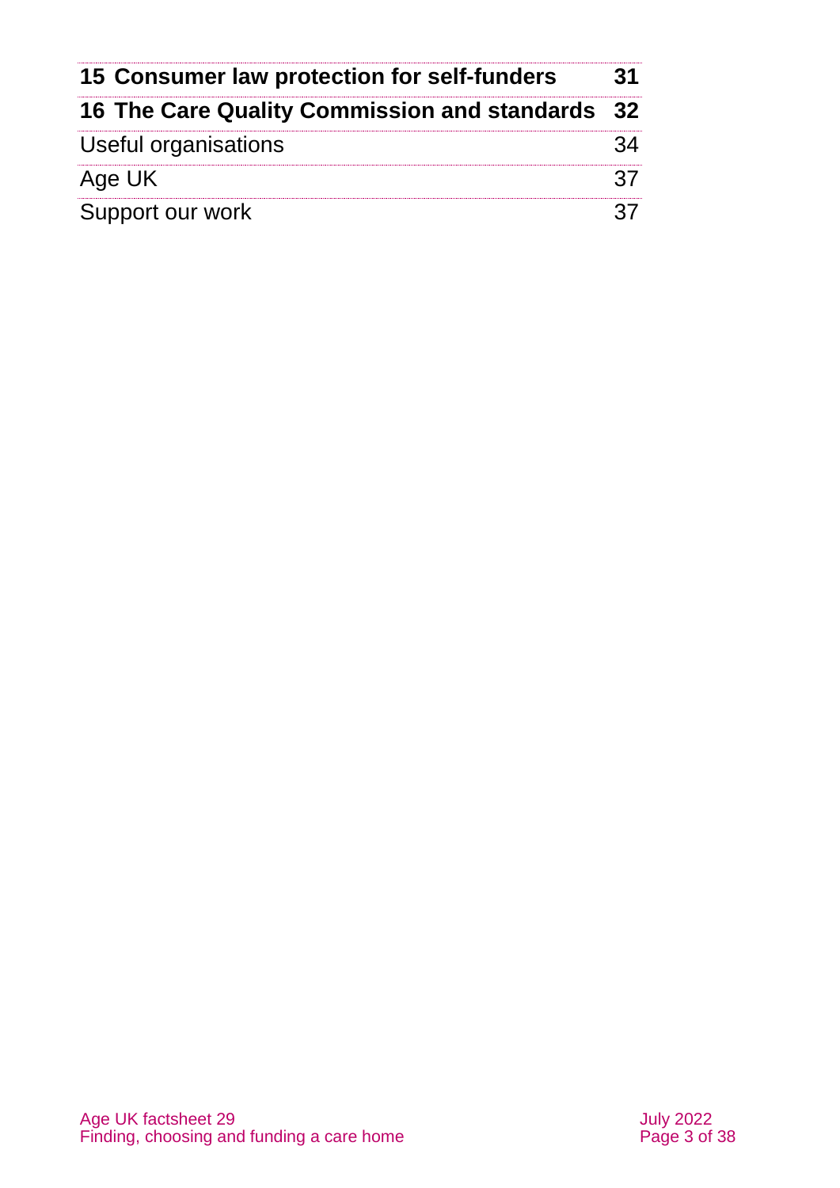| | |
|---|---|
| **15 Consumer law protection for self-funders** | **31** |
| **16 The Care Quality Commission and standards** | **32** |
| Useful organisations | 34 |
| Age UK | 37 |
| Support our work | 37 |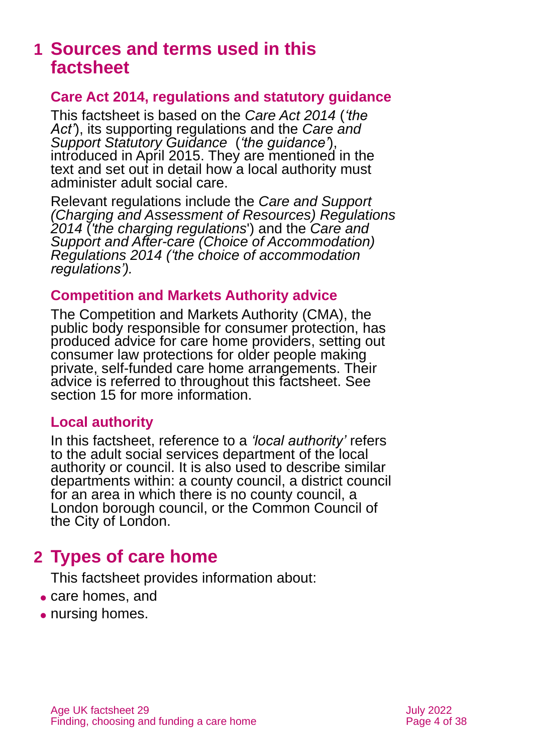# 1 Sources and terms used in this factsheet

## Care Act 2014, regulations and statutory guidance

This factsheet is based on the *Care Act 2014* (*'the Act'*), its supporting regulations and the *Care and Support Statutory Guidance* (*'the guidance'*), introduced in April 2015. They are mentioned in the text and set out in detail how a local authority must administer adult social care.

Relevant regulations include the *Care and Support (Charging and Assessment of Resources) Regulations 2014* (*'the charging regulations'*) and the *Care and Support and After-care (Choice of Accommodation) Regulations 2014 ('the choice of accommodation regulations').*

## Competition and Markets Authority advice

The Competition and Markets Authority (CMA), the public body responsible for consumer protection, has produced advice for care home providers, setting out consumer law protections for older people making private, self-funded care home arrangements. Their advice is referred to throughout this factsheet. See section 15 for more information.

## Local authority

In this factsheet, reference to a *'local authority'* refers to the adult social services department of the local authority or council. It is also used to describe similar departments within: a county council, a district council for an area in which there is no county council, a London borough council, or the Common Council of the City of London.

# 2 Types of care home

This factsheet provides information about:

- care homes, and
- nursing homes.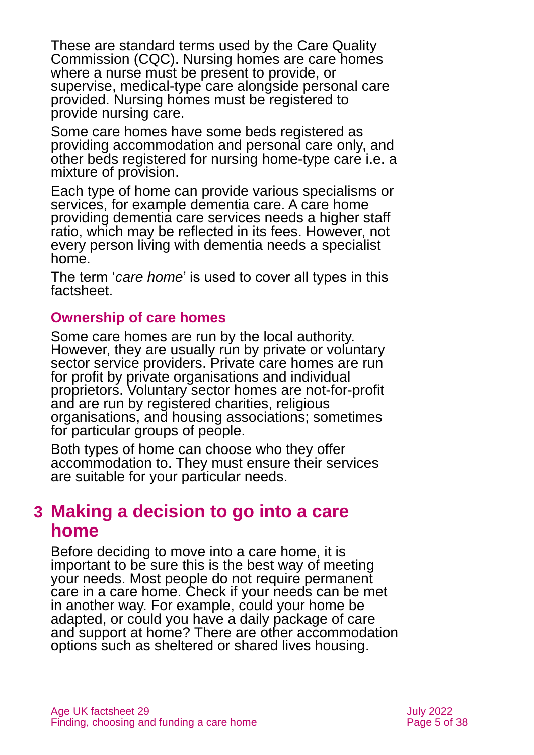These are standard terms used by the Care Quality Commission (CQC). Nursing homes are care homes where a nurse must be present to provide, or supervise, medical-type care alongside personal care provided. Nursing homes must be registered to provide nursing care.

Some care homes have some beds registered as providing accommodation and personal care only, and other beds registered for nursing home-type care i.e. a mixture of provision.

Each type of home can provide various specialisms or services, for example dementia care. A care home providing dementia care services needs a higher staff ratio, which may be reflected in its fees. However, not every person living with dementia needs a specialist home.

The term '*care home*' is used to cover all types in this factsheet.

### Ownership of care homes

Some care homes are run by the local authority. However, they are usually run by private or voluntary sector service providers. Private care homes are run for profit by private organisations and individual proprietors. Voluntary sector homes are not-for-profit and are run by registered charities, religious organisations, and housing associations; sometimes for particular groups of people.

Both types of home can choose who they offer accommodation to. They must ensure their services are suitable for your particular needs.

## 3 Making a decision to go into a care home

Before deciding to move into a care home, it is important to be sure this is the best way of meeting your needs. Most people do not require permanent care in a care home. Check if your needs can be met in another way. For example, could your home be adapted, or could you have a daily package of care and support at home? There are other accommodation options such as sheltered or shared lives housing.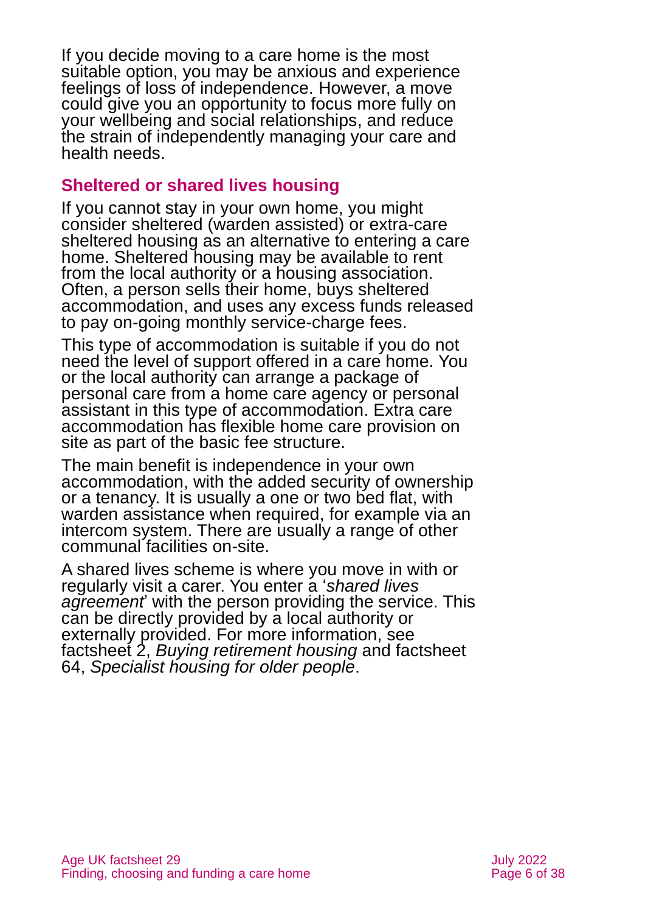If you decide moving to a care home is the most suitable option, you may be anxious and experience feelings of loss of independence. However, a move could give you an opportunity to focus more fully on your wellbeing and social relationships, and reduce the strain of independently managing your care and health needs.

## Sheltered or shared lives housing

If you cannot stay in your own home, you might consider sheltered (warden assisted) or extra-care sheltered housing as an alternative to entering a care home. Sheltered housing may be available to rent from the local authority or a housing association. Often, a person sells their home, buys sheltered accommodation, and uses any excess funds released to pay on-going monthly service-charge fees.

This type of accommodation is suitable if you do not need the level of support offered in a care home. You or the local authority can arrange a package of personal care from a home care agency or personal assistant in this type of accommodation. Extra care accommodation has flexible home care provision on site as part of the basic fee structure.

The main benefit is independence in your own accommodation, with the added security of ownership or a tenancy. It is usually a one or two bed flat, with warden assistance when required, for example via an intercom system. There are usually a range of other communal facilities on-site.

A shared lives scheme is where you move in with or regularly visit a carer. You enter a '*shared lives agreement*' with the person providing the service. This can be directly provided by a local authority or externally provided. For more information, see factsheet 2, *Buying retirement housing* and factsheet 64, *Specialist housing for older people*.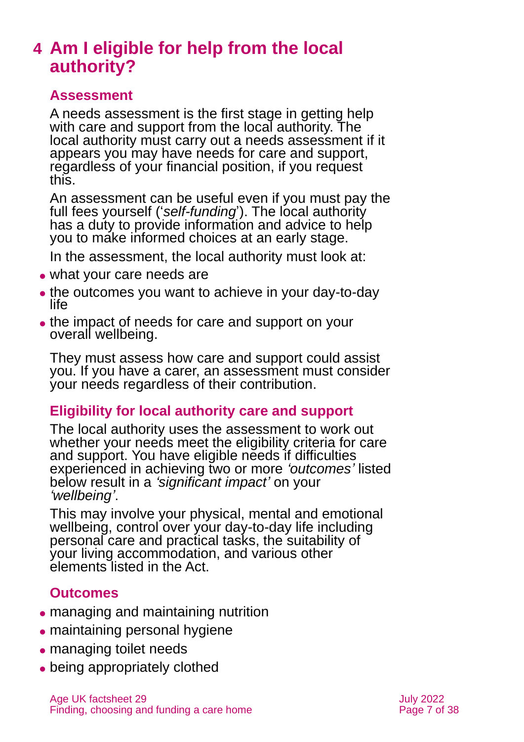# 4 Am I eligible for help from the local authority?

## Assessment

A needs assessment is the first stage in getting help with care and support from the local authority. The local authority must carry out a needs assessment if it appears you may have needs for care and support, regardless of your financial position, if you request this.

An assessment can be useful even if you must pay the full fees yourself ('*self-funding*'). The local authority has a duty to provide information and advice to help you to make informed choices at an early stage.

In the assessment, the local authority must look at:

- what your care needs are
- the outcomes you want to achieve in your day-to-day life
- the impact of needs for care and support on your overall wellbeing.

They must assess how care and support could assist you. If you have a carer, an assessment must consider your needs regardless of their contribution.

## Eligibility for local authority care and support

The local authority uses the assessment to work out whether your needs meet the eligibility criteria for care and support. You have eligible needs if difficulties experienced in achieving two or more *'outcomes'* listed below result in a *'significant impact'* on your *'wellbeing'*.

This may involve your physical, mental and emotional wellbeing, control over your day-to-day life including personal care and practical tasks, the suitability of your living accommodation, and various other elements listed in the Act.

## Outcomes

- managing and maintaining nutrition
- maintaining personal hygiene
- managing toilet needs
- being appropriately clothed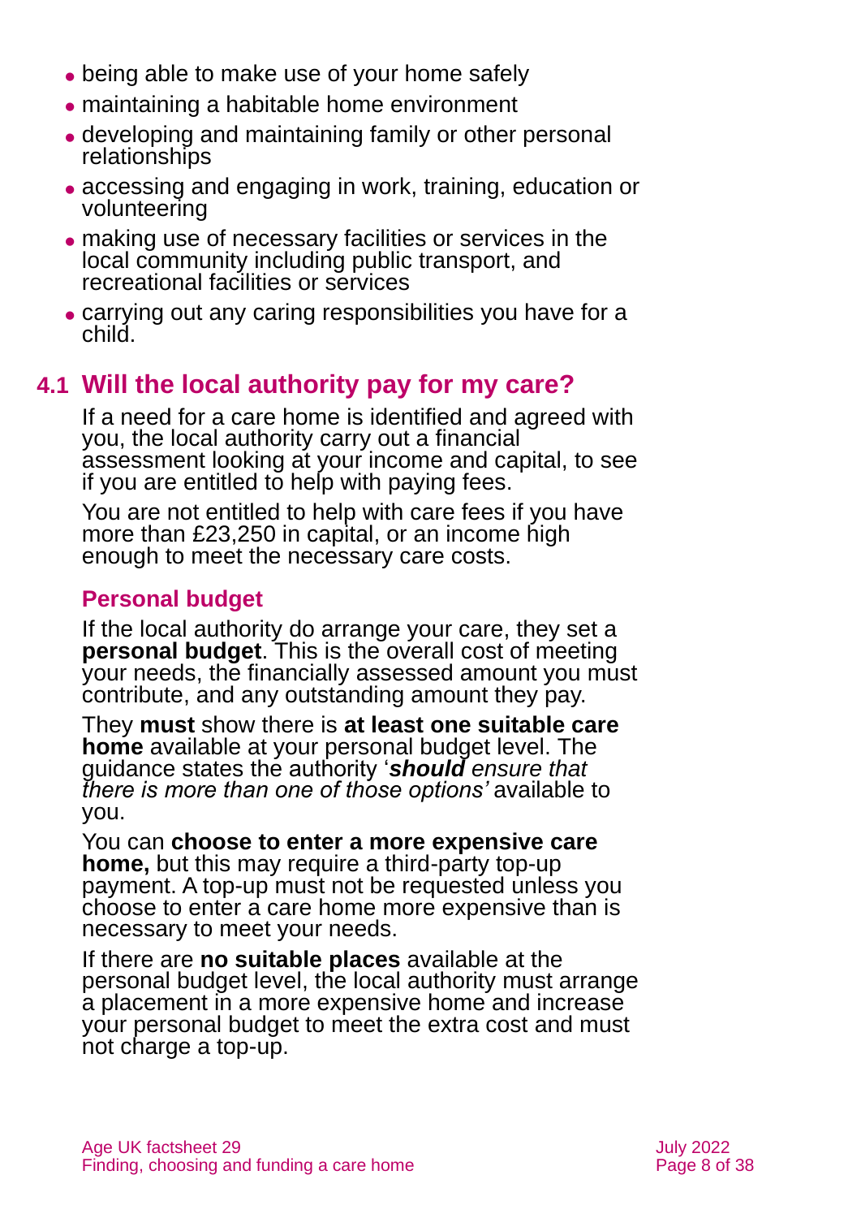- being able to make use of your home safely
- maintaining a habitable home environment
- developing and maintaining family or other personal relationships
- accessing and engaging in work, training, education or volunteering
- making use of necessary facilities or services in the local community including public transport, and recreational facilities or services
- carrying out any caring responsibilities you have for a child.

## 4.1 Will the local authority pay for my care?

If a need for a care home is identified and agreed with you, the local authority carry out a financial assessment looking at your income and capital, to see if you are entitled to help with paying fees.

You are not entitled to help with care fees if you have more than £23,250 in capital, or an income high enough to meet the necessary care costs.

### Personal budget

If the local authority do arrange your care, they set a **personal budget**. This is the overall cost of meeting your needs, the financially assessed amount you must contribute, and any outstanding amount they pay.

They **must** show there is **at least one suitable care home** available at your personal budget level. The guidance states the authority '***should** ensure that there is more than one of those options'* available to you.

You can **choose to enter a more expensive care home,** but this may require a third-party top-up payment. A top-up must not be requested unless you choose to enter a care home more expensive than is necessary to meet your needs.

If there are **no suitable places** available at the personal budget level, the local authority must arrange a placement in a more expensive home and increase your personal budget to meet the extra cost and must not charge a top-up.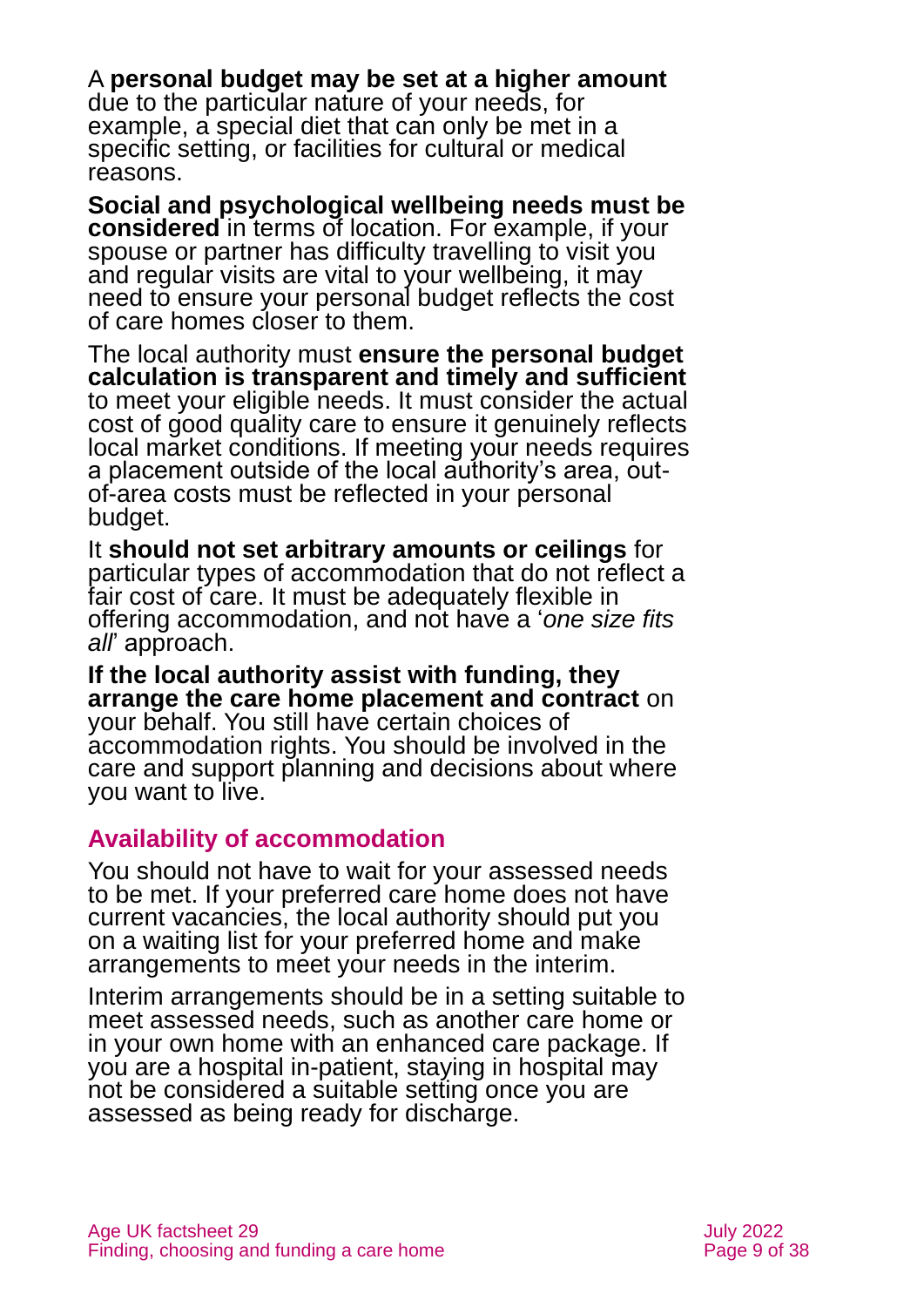A **personal budget may be set at a higher amount** due to the particular nature of your needs, for example, a special diet that can only be met in a specific setting, or facilities for cultural or medical reasons.

**Social and psychological wellbeing needs must be considered** in terms of location. For example, if your spouse or partner has difficulty travelling to visit you and regular visits are vital to your wellbeing, it may need to ensure your personal budget reflects the cost of care homes closer to them.

The local authority must **ensure the personal budget calculation is transparent and timely and sufficient** to meet your eligible needs. It must consider the actual cost of good quality care to ensure it genuinely reflects local market conditions. If meeting your needs requires a placement outside of the local authority's area, out-of-area costs must be reflected in your personal budget.

It **should not set arbitrary amounts or ceilings** for particular types of accommodation that do not reflect a fair cost of care. It must be adequately flexible in offering accommodation, and not have a '*one size fits all*' approach.

**If the local authority assist with funding, they arrange the care home placement and contract** on your behalf. You still have certain choices of accommodation rights. You should be involved in the care and support planning and decisions about where you want to live.

## Availability of accommodation

You should not have to wait for your assessed needs to be met. If your preferred care home does not have current vacancies, the local authority should put you on a waiting list for your preferred home and make arrangements to meet your needs in the interim.

Interim arrangements should be in a setting suitable to meet assessed needs, such as another care home or in your own home with an enhanced care package. If you are a hospital in-patient, staying in hospital may not be considered a suitable setting once you are assessed as being ready for discharge.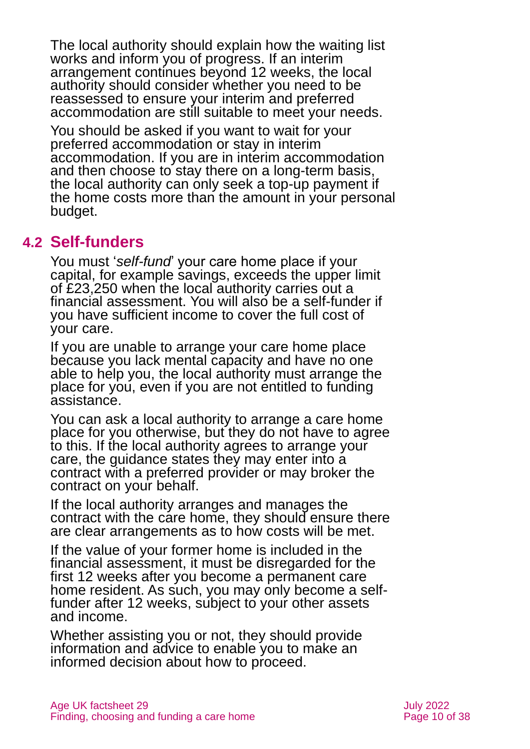The local authority should explain how the waiting list works and inform you of progress. If an interim arrangement continues beyond 12 weeks, the local authority should consider whether you need to be reassessed to ensure your interim and preferred accommodation are still suitable to meet your needs.

You should be asked if you want to wait for your preferred accommodation or stay in interim accommodation. If you are in interim accommodation and then choose to stay there on a long-term basis, the local authority can only seek a top-up payment if the home costs more than the amount in your personal budget.

## 4.2 Self-funders

You must '*self-fund*' your care home place if your capital, for example savings, exceeds the upper limit of £23,250 when the local authority carries out a financial assessment. You will also be a self-funder if you have sufficient income to cover the full cost of your care.

If you are unable to arrange your care home place because you lack mental capacity and have no one able to help you, the local authority must arrange the place for you, even if you are not entitled to funding assistance.

You can ask a local authority to arrange a care home place for you otherwise, but they do not have to agree to this. If the local authority agrees to arrange your care, the guidance states they may enter into a contract with a preferred provider or may broker the contract on your behalf.

If the local authority arranges and manages the contract with the care home, they should ensure there are clear arrangements as to how costs will be met.

If the value of your former home is included in the financial assessment, it must be disregarded for the first 12 weeks after you become a permanent care home resident. As such, you may only become a self-funder after 12 weeks, subject to your other assets and income.

Whether assisting you or not, they should provide information and advice to enable you to make an informed decision about how to proceed.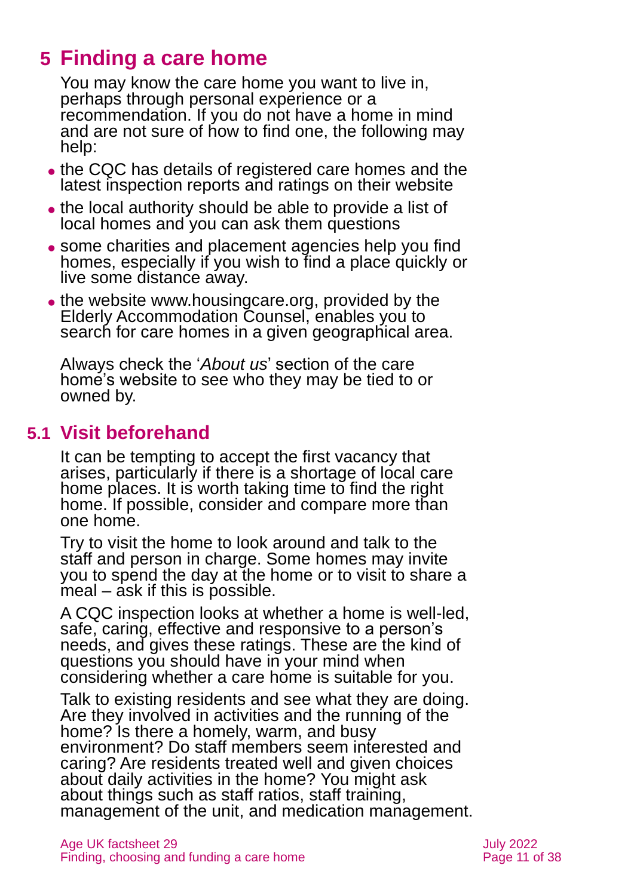# 5 Finding a care home

You may know the care home you want to live in, perhaps through personal experience or a recommendation. If you do not have a home in mind and are not sure of how to find one, the following may help:

- the CQC has details of registered care homes and the latest inspection reports and ratings on their website
- the local authority should be able to provide a list of local homes and you can ask them questions
- some charities and placement agencies help you find homes, especially if you wish to find a place quickly or live some distance away.
- the website www.housingcare.org, provided by the Elderly Accommodation Counsel, enables you to search for care homes in a given geographical area.

Always check the '*About us*' section of the care home's website to see who they may be tied to or owned by.

## 5.1 Visit beforehand

It can be tempting to accept the first vacancy that arises, particularly if there is a shortage of local care home places. It is worth taking time to find the right home. If possible, consider and compare more than one home.

Try to visit the home to look around and talk to the staff and person in charge. Some homes may invite you to spend the day at the home or to visit to share a meal – ask if this is possible.

A CQC inspection looks at whether a home is well-led, safe, caring, effective and responsive to a person's needs, and gives these ratings. These are the kind of questions you should have in your mind when considering whether a care home is suitable for you.

Talk to existing residents and see what they are doing. Are they involved in activities and the running of the home? Is there a homely, warm, and busy environment? Do staff members seem interested and caring? Are residents treated well and given choices about daily activities in the home? You might ask about things such as staff ratios, staff training, management of the unit, and medication management.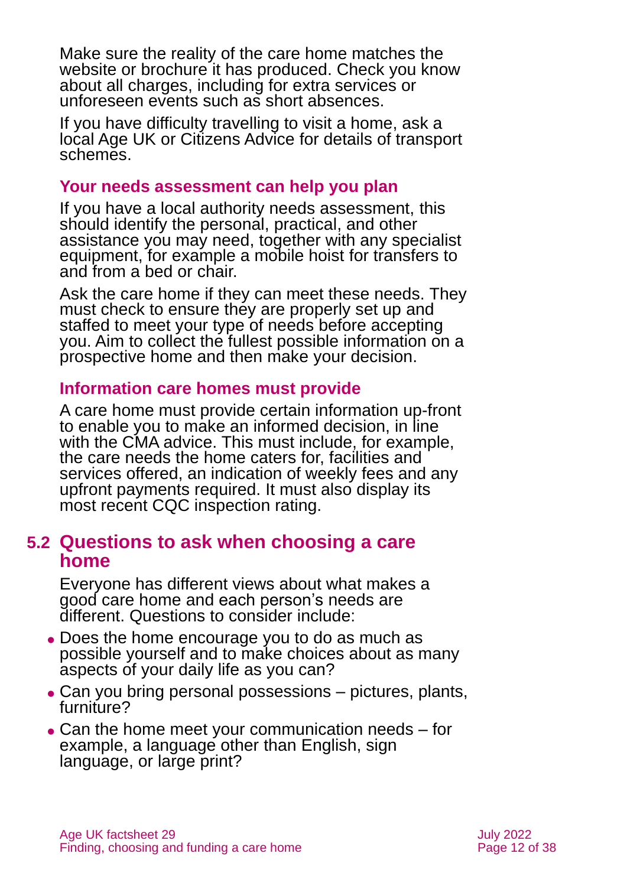Make sure the reality of the care home matches the website or brochure it has produced. Check you know about all charges, including for extra services or unforeseen events such as short absences.

If you have difficulty travelling to visit a home, ask a local Age UK or Citizens Advice for details of transport schemes.

### Your needs assessment can help you plan

If you have a local authority needs assessment, this should identify the personal, practical, and other assistance you may need, together with any specialist equipment, for example a mobile hoist for transfers to and from a bed or chair.

Ask the care home if they can meet these needs. They must check to ensure they are properly set up and staffed to meet your type of needs before accepting you. Aim to collect the fullest possible information on a prospective home and then make your decision.

### Information care homes must provide

A care home must provide certain information up-front to enable you to make an informed decision, in line with the CMA advice. This must include, for example, the care needs the home caters for, facilities and services offered, an indication of weekly fees and any upfront payments required. It must also display its most recent CQC inspection rating.

## 5.2 Questions to ask when choosing a care home

Everyone has different views about what makes a good care home and each person's needs are different. Questions to consider include:

- Does the home encourage you to do as much as possible yourself and to make choices about as many aspects of your daily life as you can?
- Can you bring personal possessions – pictures, plants, furniture?
- Can the home meet your communication needs – for example, a language other than English, sign language, or large print?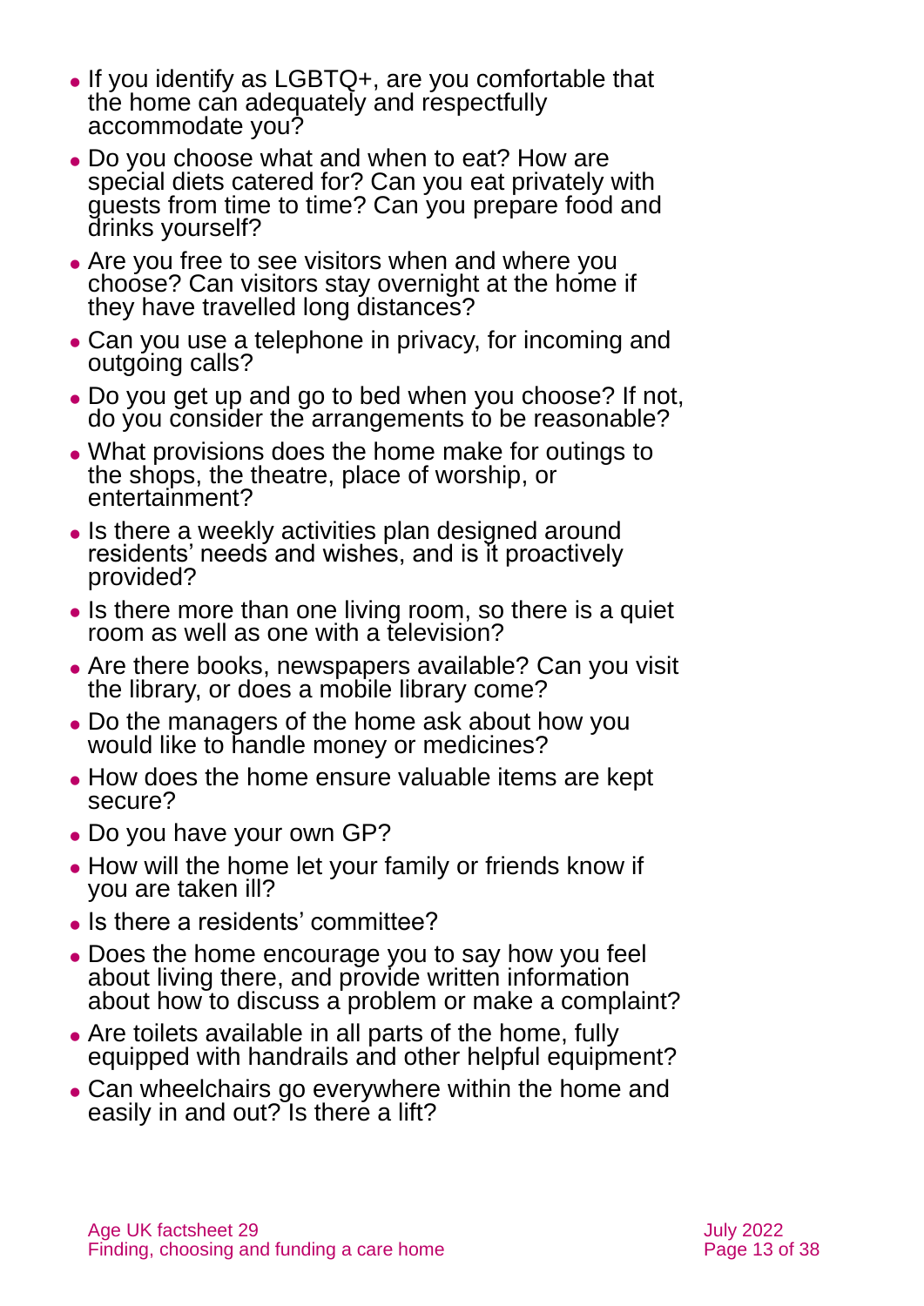- If you identify as LGBTQ+, are you comfortable that the home can adequately and respectfully accommodate you?
- Do you choose what and when to eat? How are special diets catered for? Can you eat privately with guests from time to time? Can you prepare food and drinks yourself?
- Are you free to see visitors when and where you choose? Can visitors stay overnight at the home if they have travelled long distances?
- Can you use a telephone in privacy, for incoming and outgoing calls?
- Do you get up and go to bed when you choose? If not, do you consider the arrangements to be reasonable?
- What provisions does the home make for outings to the shops, the theatre, place of worship, or entertainment?
- Is there a weekly activities plan designed around residents' needs and wishes, and is it proactively provided?
- Is there more than one living room, so there is a quiet room as well as one with a television?
- Are there books, newspapers available? Can you visit the library, or does a mobile library come?
- Do the managers of the home ask about how you would like to handle money or medicines?
- How does the home ensure valuable items are kept secure?
- Do you have your own GP?
- How will the home let your family or friends know if you are taken ill?
- Is there a residents' committee?
- Does the home encourage you to say how you feel about living there, and provide written information about how to discuss a problem or make a complaint?
- Are toilets available in all parts of the home, fully equipped with handrails and other helpful equipment?
- Can wheelchairs go everywhere within the home and easily in and out? Is there a lift?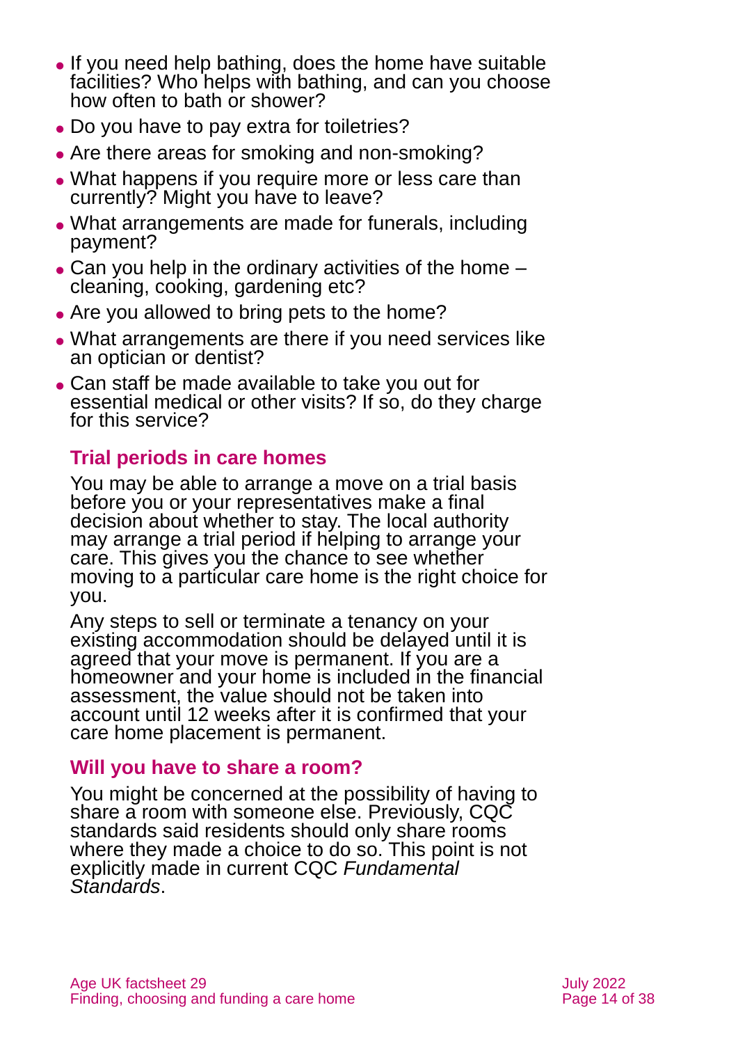- If you need help bathing, does the home have suitable facilities? Who helps with bathing, and can you choose how often to bath or shower?
- Do you have to pay extra for toiletries?
- Are there areas for smoking and non-smoking?
- What happens if you require more or less care than currently? Might you have to leave?
- What arrangements are made for funerals, including payment?
- Can you help in the ordinary activities of the home – cleaning, cooking, gardening etc?
- Are you allowed to bring pets to the home?
- What arrangements are there if you need services like an optician or dentist?
- Can staff be made available to take you out for essential medical or other visits? If so, do they charge for this service?

### Trial periods in care homes

You may be able to arrange a move on a trial basis before you or your representatives make a final decision about whether to stay. The local authority may arrange a trial period if helping to arrange your care. This gives you the chance to see whether moving to a particular care home is the right choice for you.

Any steps to sell or terminate a tenancy on your existing accommodation should be delayed until it is agreed that your move is permanent. If you are a homeowner and your home is included in the financial assessment, the value should not be taken into account until 12 weeks after it is confirmed that your care home placement is permanent.

### Will you have to share a room?

You might be concerned at the possibility of having to share a room with someone else. Previously, CQC standards said residents should only share rooms where they made a choice to do so. This point is not explicitly made in current CQC *Fundamental Standards*.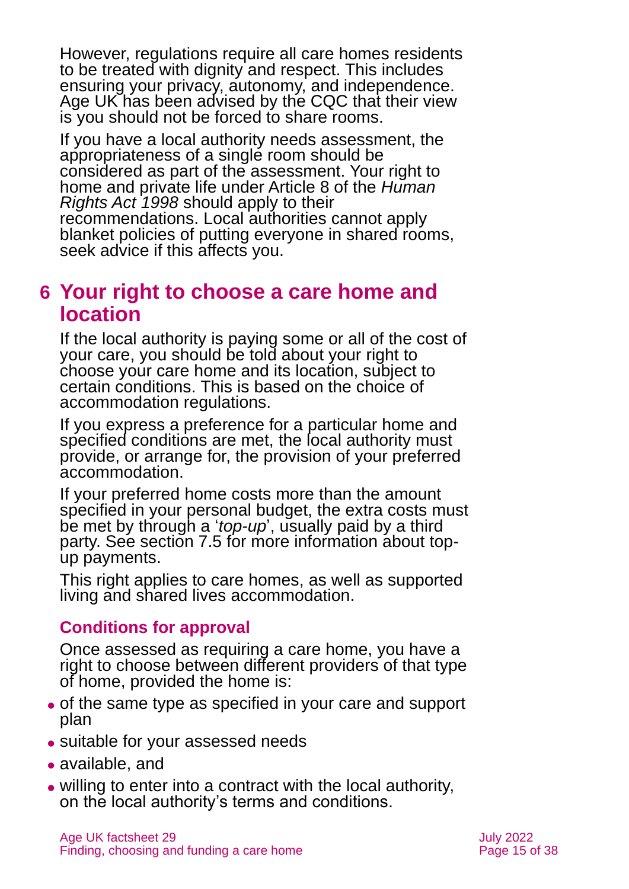However, regulations require all care homes residents to be treated with dignity and respect. This includes ensuring your privacy, autonomy, and independence. Age UK has been advised by the CQC that their view is you should not be forced to share rooms.

If you have a local authority needs assessment, the appropriateness of a single room should be considered as part of the assessment. Your right to home and private life under Article 8 of the *Human Rights Act 1998* should apply to their recommendations. Local authorities cannot apply blanket policies of putting everyone in shared rooms, seek advice if this affects you.

# 6 Your right to choose a care home and location

If the local authority is paying some or all of the cost of your care, you should be told about your right to choose your care home and its location, subject to certain conditions. This is based on the choice of accommodation regulations.

If you express a preference for a particular home and specified conditions are met, the local authority must provide, or arrange for, the provision of your preferred accommodation.

If your preferred home costs more than the amount specified in your personal budget, the extra costs must be met by through a '*top-up*', usually paid by a third party. See section 7.5 for more information about top-up payments.

This right applies to care homes, as well as supported living and shared lives accommodation.

### Conditions for approval

Once assessed as requiring a care home, you have a right to choose between different providers of that type of home, provided the home is:

- of the same type as specified in your care and support plan
- suitable for your assessed needs
- available, and
- willing to enter into a contract with the local authority, on the local authority's terms and conditions.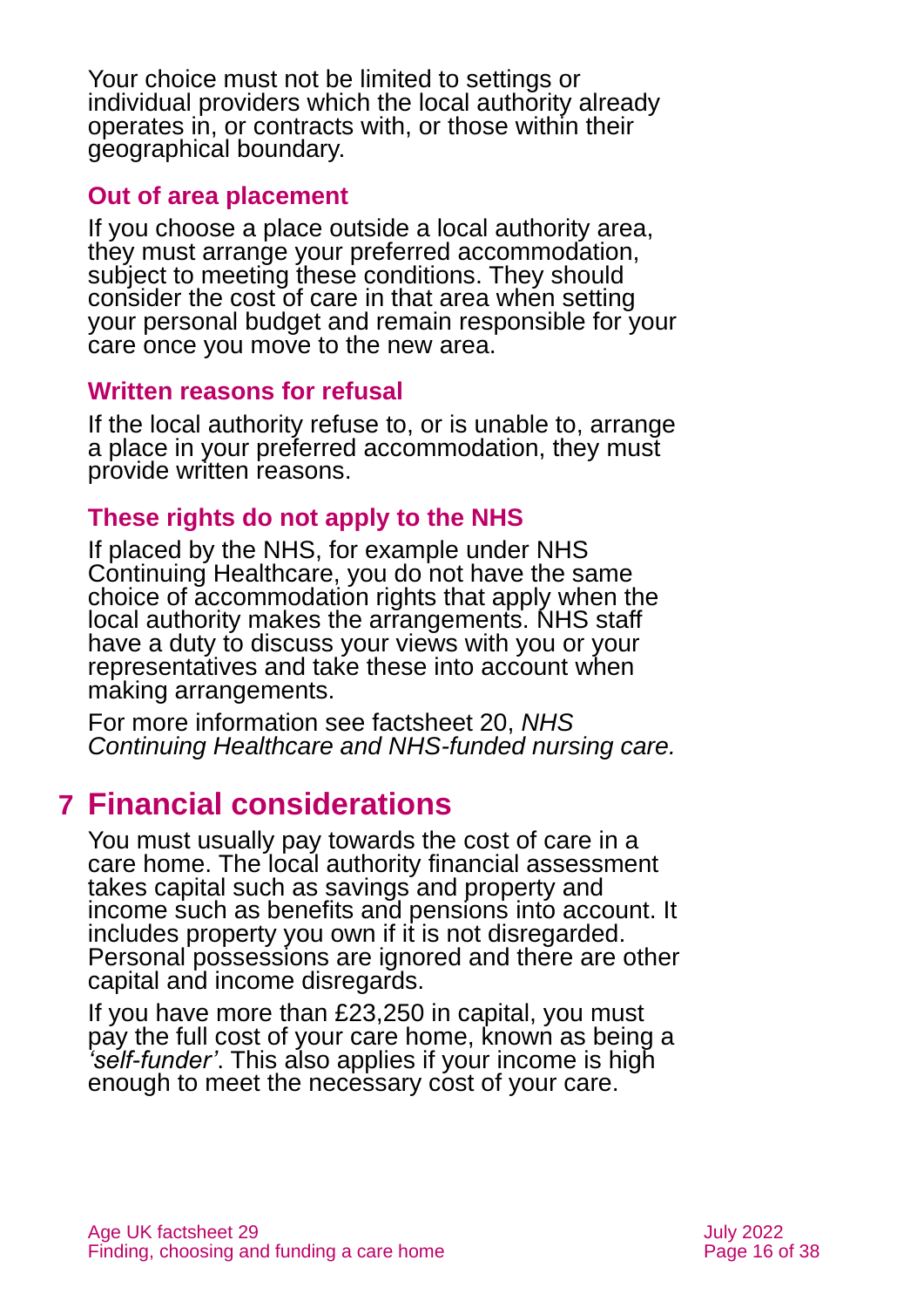Your choice must not be limited to settings or individual providers which the local authority already operates in, or contracts with, or those within their geographical boundary.

### Out of area placement

If you choose a place outside a local authority area, they must arrange your preferred accommodation, subject to meeting these conditions. They should consider the cost of care in that area when setting your personal budget and remain responsible for your care once you move to the new area.

### Written reasons for refusal

If the local authority refuse to, or is unable to, arrange a place in your preferred accommodation, they must provide written reasons.

### These rights do not apply to the NHS

If placed by the NHS, for example under NHS Continuing Healthcare, you do not have the same choice of accommodation rights that apply when the local authority makes the arrangements. NHS staff have a duty to discuss your views with you or your representatives and take these into account when making arrangements.

For more information see factsheet 20, *NHS Continuing Healthcare and NHS-funded nursing care.*

## 7 Financial considerations

You must usually pay towards the cost of care in a care home. The local authority financial assessment takes capital such as savings and property and income such as benefits and pensions into account. It includes property you own if it is not disregarded. Personal possessions are ignored and there are other capital and income disregards.

If you have more than £23,250 in capital, you must pay the full cost of your care home, known as being a *'self-funder'*. This also applies if your income is high enough to meet the necessary cost of your care.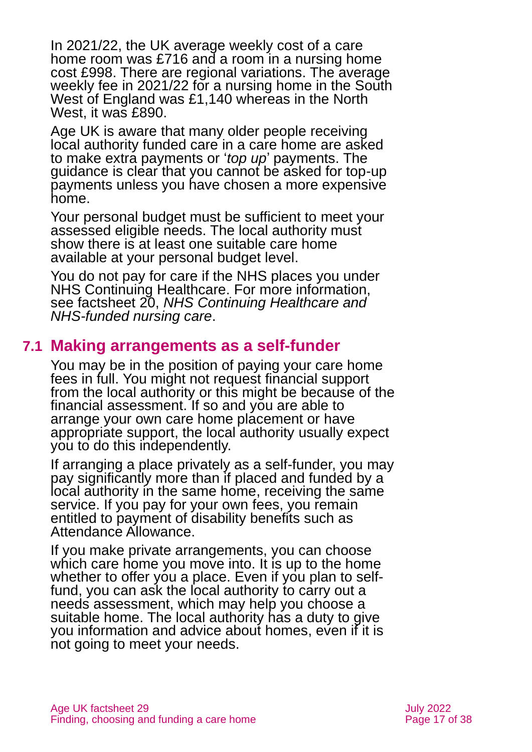In 2021/22, the UK average weekly cost of a care home room was £716 and a room in a nursing home cost £998. There are regional variations. The average weekly fee in 2021/22 for a nursing home in the South West of England was £1,140 whereas in the North West, it was £890.

Age UK is aware that many older people receiving local authority funded care in a care home are asked to make extra payments or '*top up*' payments. The guidance is clear that you cannot be asked for top-up payments unless you have chosen a more expensive home.

Your personal budget must be sufficient to meet your assessed eligible needs. The local authority must show there is at least one suitable care home available at your personal budget level.

You do not pay for care if the NHS places you under NHS Continuing Healthcare. For more information, see factsheet 20, *NHS Continuing Healthcare and NHS-funded nursing care*.

## 7.1 Making arrangements as a self-funder

You may be in the position of paying your care home fees in full. You might not request financial support from the local authority or this might be because of the financial assessment. If so and you are able to arrange your own care home placement or have appropriate support, the local authority usually expect you to do this independently.

If arranging a place privately as a self-funder, you may pay significantly more than if placed and funded by a local authority in the same home, receiving the same service. If you pay for your own fees, you remain entitled to payment of disability benefits such as Attendance Allowance.

If you make private arrangements, you can choose which care home you move into. It is up to the home whether to offer you a place. Even if you plan to self-fund, you can ask the local authority to carry out a needs assessment, which may help you choose a suitable home. The local authority has a duty to give you information and advice about homes, even if it is not going to meet your needs.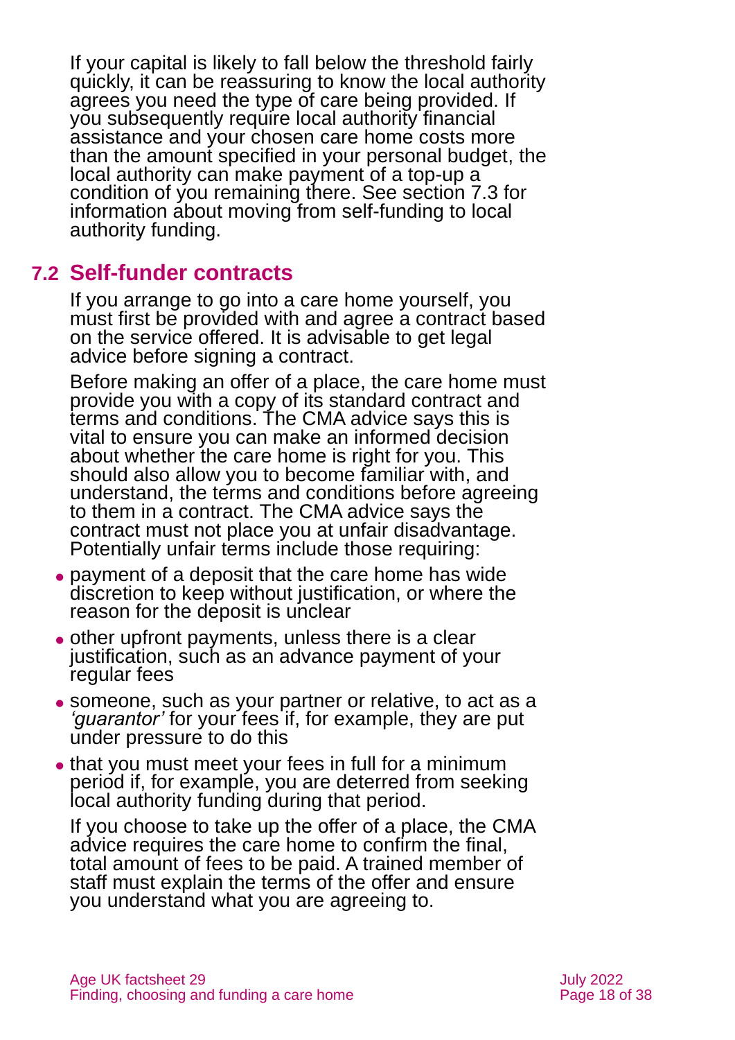If your capital is likely to fall below the threshold fairly quickly, it can be reassuring to know the local authority agrees you need the type of care being provided. If you subsequently require local authority financial assistance and your chosen care home costs more than the amount specified in your personal budget, the local authority can make payment of a top-up a condition of you remaining there. See section 7.3 for information about moving from self-funding to local authority funding.

## 7.2 Self-funder contracts

If you arrange to go into a care home yourself, you must first be provided with and agree a contract based on the service offered. It is advisable to get legal advice before signing a contract.

Before making an offer of a place, the care home must provide you with a copy of its standard contract and terms and conditions. The CMA advice says this is vital to ensure you can make an informed decision about whether the care home is right for you. This should also allow you to become familiar with, and understand, the terms and conditions before agreeing to them in a contract. The CMA advice says the contract must not place you at unfair disadvantage. Potentially unfair terms include those requiring:

- payment of a deposit that the care home has wide discretion to keep without justification, or where the reason for the deposit is unclear
- other upfront payments, unless there is a clear justification, such as an advance payment of your regular fees
- someone, such as your partner or relative, to act as a *'guarantor'* for your fees if, for example, they are put under pressure to do this
- that you must meet your fees in full for a minimum period if, for example, you are deterred from seeking local authority funding during that period.

If you choose to take up the offer of a place, the CMA advice requires the care home to confirm the final, total amount of fees to be paid. A trained member of staff must explain the terms of the offer and ensure you understand what you are agreeing to.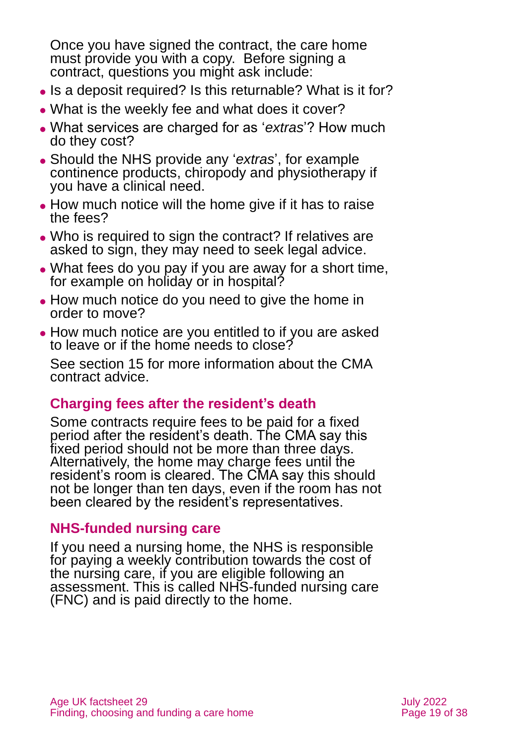Once you have signed the contract, the care home must provide you with a copy. Before signing a contract, questions you might ask include:

- Is a deposit required? Is this returnable? What is it for?
- What is the weekly fee and what does it cover?
- What services are charged for as '*extras*'? How much do they cost?
- Should the NHS provide any '*extras*', for example continence products, chiropody and physiotherapy if you have a clinical need.
- How much notice will the home give if it has to raise the fees?
- Who is required to sign the contract? If relatives are asked to sign, they may need to seek legal advice.
- What fees do you pay if you are away for a short time, for example on holiday or in hospital?
- How much notice do you need to give the home in order to move?
- How much notice are you entitled to if you are asked to leave or if the home needs to close?

See section 15 for more information about the CMA contract advice.

### Charging fees after the resident's death

Some contracts require fees to be paid for a fixed period after the resident's death. The CMA say this fixed period should not be more than three days. Alternatively, the home may charge fees until the resident's room is cleared. The CMA say this should not be longer than ten days, even if the room has not been cleared by the resident's representatives.

### NHS-funded nursing care

If you need a nursing home, the NHS is responsible for paying a weekly contribution towards the cost of the nursing care, if you are eligible following an assessment. This is called NHS-funded nursing care (FNC) and is paid directly to the home.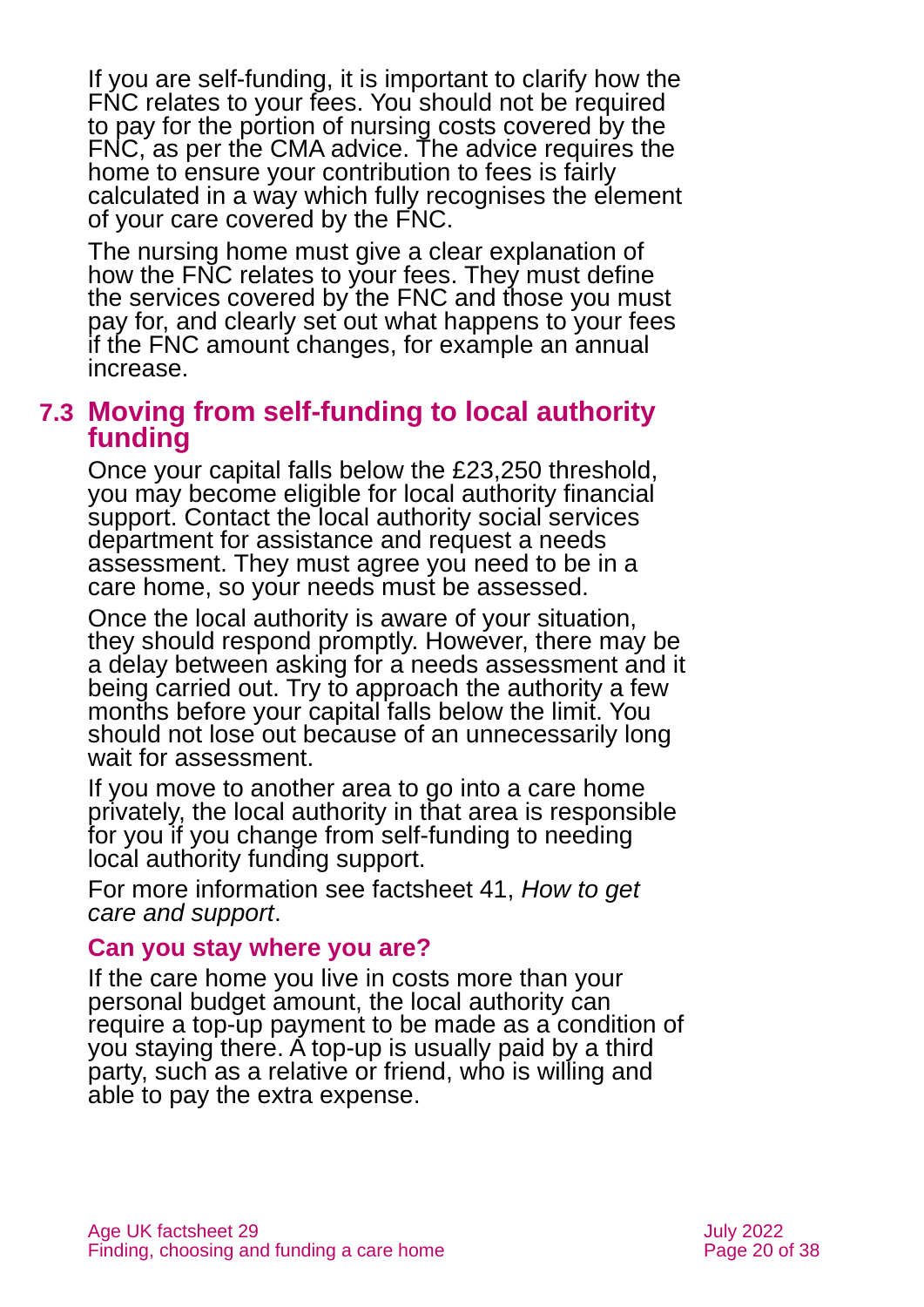If you are self-funding, it is important to clarify how the FNC relates to your fees. You should not be required to pay for the portion of nursing costs covered by the FNC, as per the CMA advice. The advice requires the home to ensure your contribution to fees is fairly calculated in a way which fully recognises the element of your care covered by the FNC.

The nursing home must give a clear explanation of how the FNC relates to your fees. They must define the services covered by the FNC and those you must pay for, and clearly set out what happens to your fees if the FNC amount changes, for example an annual increase.

## 7.3 Moving from self-funding to local authority funding

Once your capital falls below the £23,250 threshold, you may become eligible for local authority financial support. Contact the local authority social services department for assistance and request a needs assessment. They must agree you need to be in a care home, so your needs must be assessed.

Once the local authority is aware of your situation, they should respond promptly. However, there may be a delay between asking for a needs assessment and it being carried out. Try to approach the authority a few months before your capital falls below the limit. You should not lose out because of an unnecessarily long wait for assessment.

If you move to another area to go into a care home privately, the local authority in that area is responsible for you if you change from self-funding to needing local authority funding support.

For more information see factsheet 41, *How to get care and support*.

### Can you stay where you are?

If the care home you live in costs more than your personal budget amount, the local authority can require a top-up payment to be made as a condition of you staying there. A top-up is usually paid by a third party, such as a relative or friend, who is willing and able to pay the extra expense.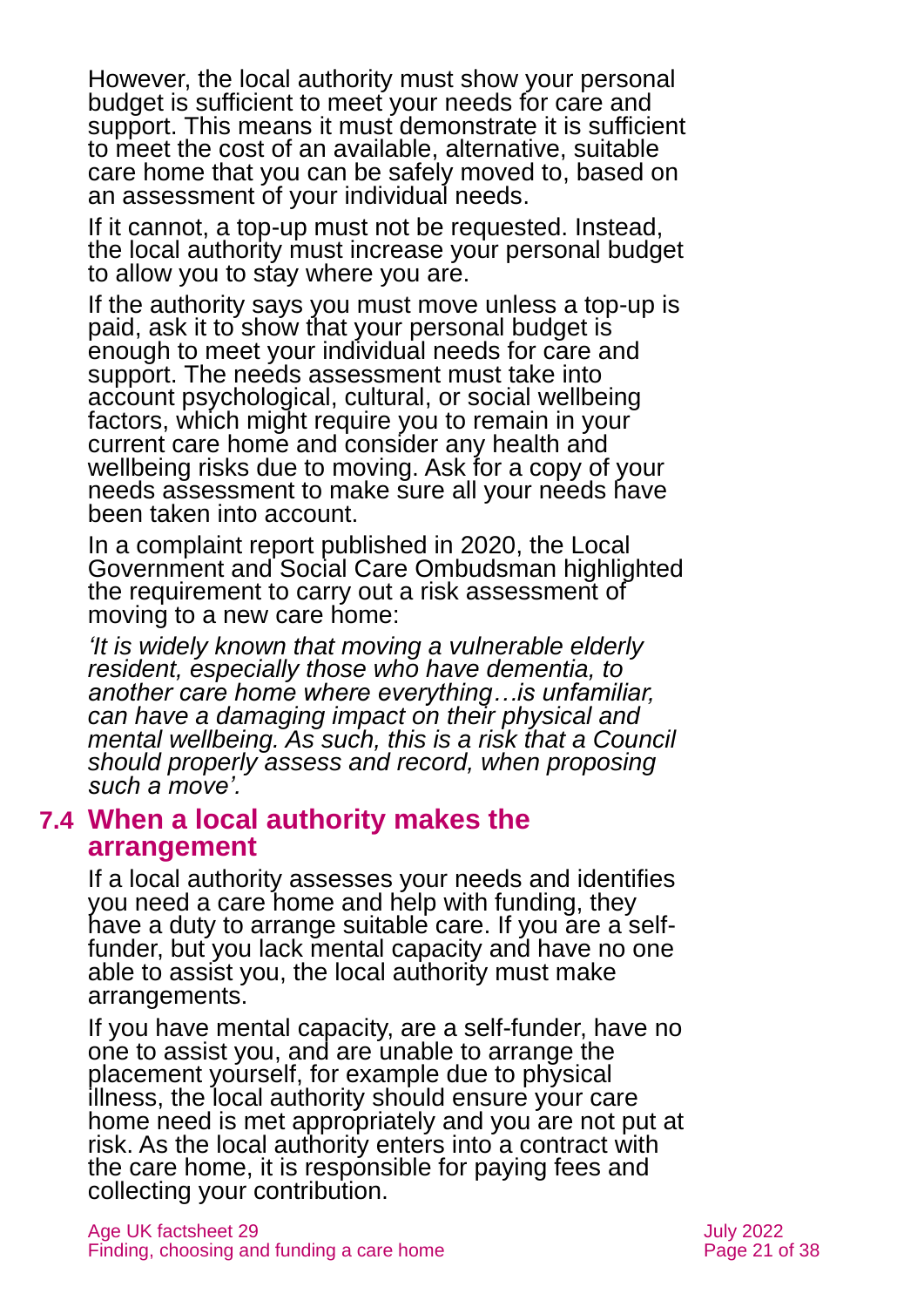However, the local authority must show your personal budget is sufficient to meet your needs for care and support. This means it must demonstrate it is sufficient to meet the cost of an available, alternative, suitable care home that you can be safely moved to, based on an assessment of your individual needs.

If it cannot, a top-up must not be requested. Instead, the local authority must increase your personal budget to allow you to stay where you are.

If the authority says you must move unless a top-up is paid, ask it to show that your personal budget is enough to meet your individual needs for care and support. The needs assessment must take into account psychological, cultural, or social wellbeing factors, which might require you to remain in your current care home and consider any health and wellbeing risks due to moving. Ask for a copy of your needs assessment to make sure all your needs have been taken into account.

In a complaint report published in 2020, the Local Government and Social Care Ombudsman highlighted the requirement to carry out a risk assessment of moving to a new care home:

*'It is widely known that moving a vulnerable elderly resident, especially those who have dementia, to another care home where everything…is unfamiliar, can have a damaging impact on their physical and mental wellbeing. As such, this is a risk that a Council should properly assess and record, when proposing such a move'.*

## 7.4 When a local authority makes the arrangement

If a local authority assesses your needs and identifies you need a care home and help with funding, they have a duty to arrange suitable care. If you are a self-funder, but you lack mental capacity and have no one able to assist you, the local authority must make arrangements.

If you have mental capacity, are a self-funder, have no one to assist you, and are unable to arrange the placement yourself, for example due to physical illness, the local authority should ensure your care home need is met appropriately and you are not put at risk. As the local authority enters into a contract with the care home, it is responsible for paying fees and collecting your contribution.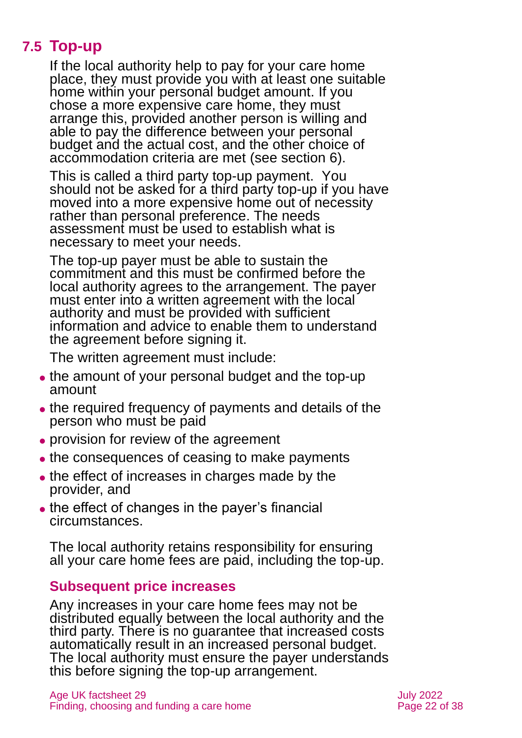## 7.5 Top-up

If the local authority help to pay for your care home place, they must provide you with at least one suitable home within your personal budget amount. If you chose a more expensive care home, they must arrange this, provided another person is willing and able to pay the difference between your personal budget and the actual cost, and the other choice of accommodation criteria are met (see section 6).

This is called a third party top-up payment. You should not be asked for a third party top-up if you have moved into a more expensive home out of necessity rather than personal preference. The needs assessment must be used to establish what is necessary to meet your needs.

The top-up payer must be able to sustain the commitment and this must be confirmed before the local authority agrees to the arrangement. The payer must enter into a written agreement with the local authority and must be provided with sufficient information and advice to enable them to understand the agreement before signing it.

The written agreement must include:

- the amount of your personal budget and the top-up amount
- the required frequency of payments and details of the person who must be paid
- provision for review of the agreement
- the consequences of ceasing to make payments
- the effect of increases in charges made by the provider, and
- the effect of changes in the payer's financial circumstances.

The local authority retains responsibility for ensuring all your care home fees are paid, including the top-up.

### Subsequent price increases

Any increases in your care home fees may not be distributed equally between the local authority and the third party. There is no guarantee that increased costs automatically result in an increased personal budget. The local authority must ensure the payer understands this before signing the top-up arrangement.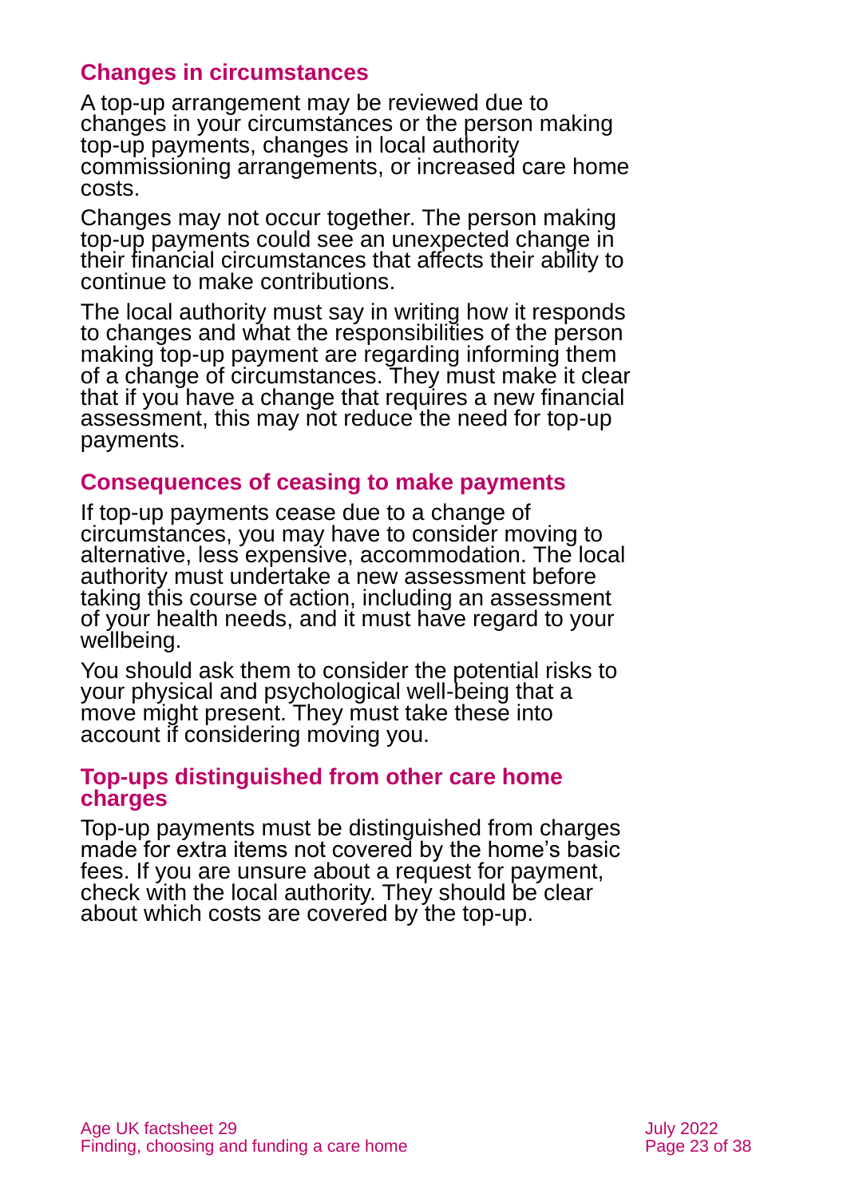### Changes in circumstances

A top-up arrangement may be reviewed due to changes in your circumstances or the person making top-up payments, changes in local authority commissioning arrangements, or increased care home costs.

Changes may not occur together. The person making top-up payments could see an unexpected change in their financial circumstances that affects their ability to continue to make contributions.

The local authority must say in writing how it responds to changes and what the responsibilities of the person making top-up payment are regarding informing them of a change of circumstances. They must make it clear that if you have a change that requires a new financial assessment, this may not reduce the need for top-up payments.

### Consequences of ceasing to make payments

If top-up payments cease due to a change of circumstances, you may have to consider moving to alternative, less expensive, accommodation. The local authority must undertake a new assessment before taking this course of action, including an assessment of your health needs, and it must have regard to your wellbeing.

You should ask them to consider the potential risks to your physical and psychological well-being that a move might present. They must take these into account if considering moving you.

### Top-ups distinguished from other care home charges

Top-up payments must be distinguished from charges made for extra items not covered by the home's basic fees. If you are unsure about a request for payment, check with the local authority. They should be clear about which costs are covered by the top-up.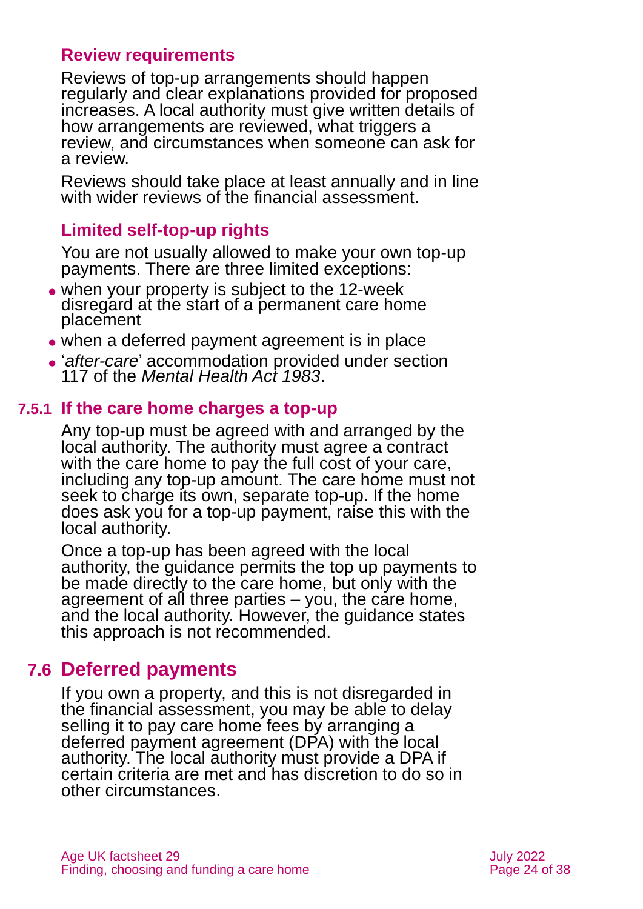### Review requirements

Reviews of top-up arrangements should happen regularly and clear explanations provided for proposed increases. A local authority must give written details of how arrangements are reviewed, what triggers a review, and circumstances when someone can ask for a review.

Reviews should take place at least annually and in line with wider reviews of the financial assessment.

### Limited self-top-up rights

You are not usually allowed to make your own top-up payments. There are three limited exceptions:

- when your property is subject to the 12-week disregard at the start of a permanent care home placement
- when a deferred payment agreement is in place
- '*after-care*' accommodation provided under section 117 of the *Mental Health Act 1983*.

### 7.5.1 If the care home charges a top-up

Any top-up must be agreed with and arranged by the local authority. The authority must agree a contract with the care home to pay the full cost of your care, including any top-up amount. The care home must not seek to charge its own, separate top-up. If the home does ask you for a top-up payment, raise this with the local authority.

Once a top-up has been agreed with the local authority, the guidance permits the top up payments to be made directly to the care home, but only with the agreement of all three parties – you, the care home, and the local authority. However, the guidance states this approach is not recommended.

## 7.6 Deferred payments

If you own a property, and this is not disregarded in the financial assessment, you may be able to delay selling it to pay care home fees by arranging a deferred payment agreement (DPA) with the local authority. The local authority must provide a DPA if certain criteria are met and has discretion to do so in other circumstances.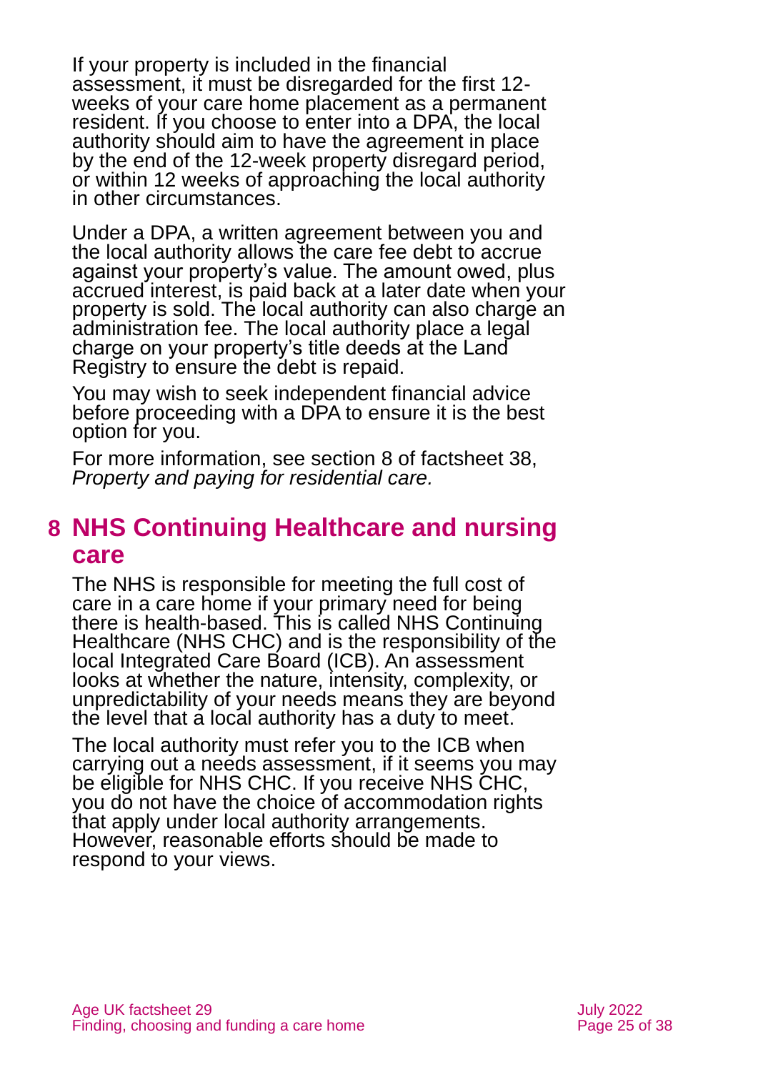If your property is included in the financial assessment, it must be disregarded for the first 12-weeks of your care home placement as a permanent resident. If you choose to enter into a DPA, the local authority should aim to have the agreement in place by the end of the 12-week property disregard period, or within 12 weeks of approaching the local authority in other circumstances.

Under a DPA, a written agreement between you and the local authority allows the care fee debt to accrue against your property's value. The amount owed, plus accrued interest, is paid back at a later date when your property is sold. The local authority can also charge an administration fee. The local authority place a legal charge on your property's title deeds at the Land Registry to ensure the debt is repaid.

You may wish to seek independent financial advice before proceeding with a DPA to ensure it is the best option for you.

For more information, see section 8 of factsheet 38, *Property and paying for residential care.*

## 8 NHS Continuing Healthcare and nursing care

The NHS is responsible for meeting the full cost of care in a care home if your primary need for being there is health-based. This is called NHS Continuing Healthcare (NHS CHC) and is the responsibility of the local Integrated Care Board (ICB). An assessment looks at whether the nature, intensity, complexity, or unpredictability of your needs means they are beyond the level that a local authority has a duty to meet.

The local authority must refer you to the ICB when carrying out a needs assessment, if it seems you may be eligible for NHS CHC. If you receive NHS CHC, you do not have the choice of accommodation rights that apply under local authority arrangements. However, reasonable efforts should be made to respond to your views.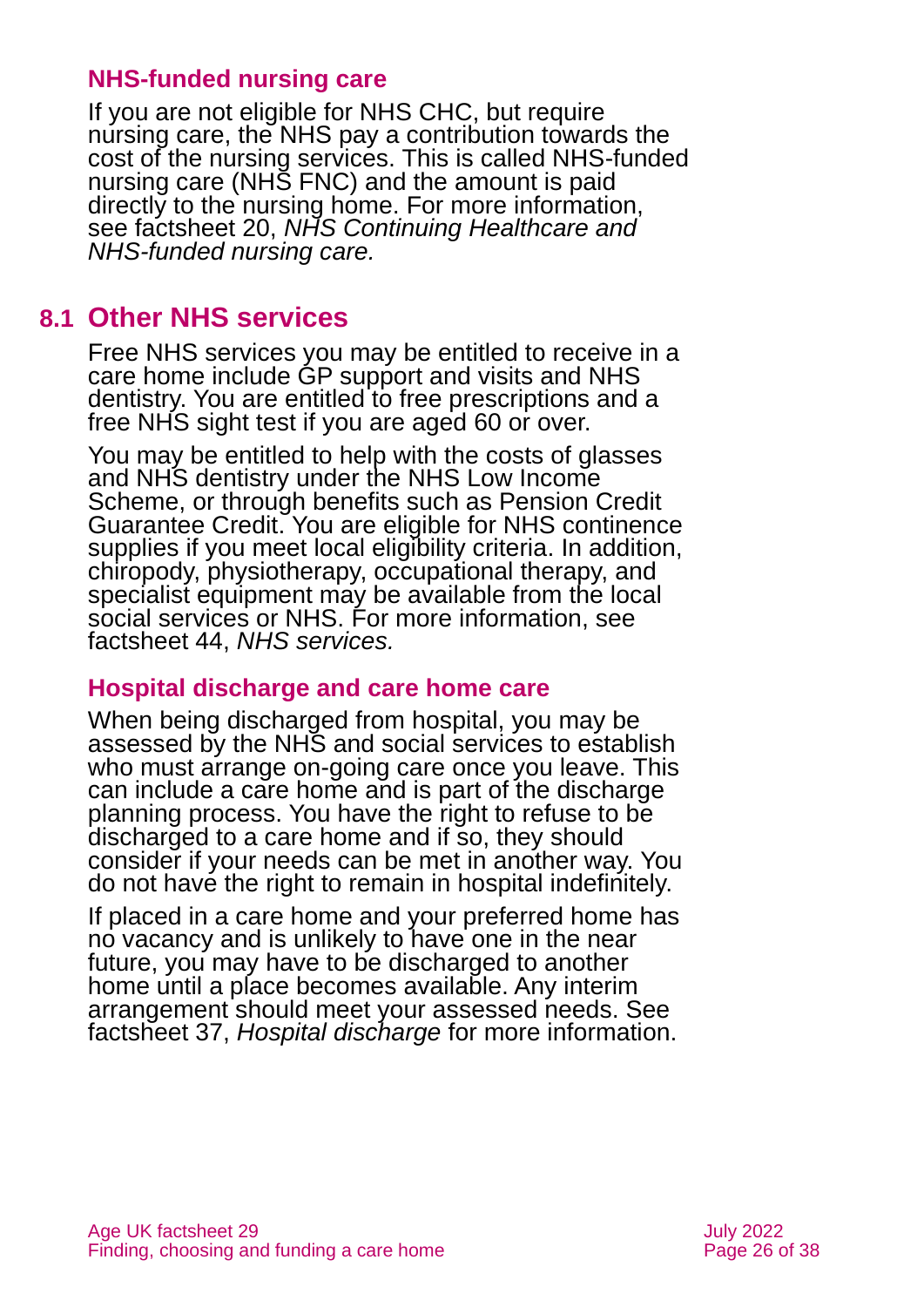### NHS-funded nursing care

If you are not eligible for NHS CHC, but require nursing care, the NHS pay a contribution towards the cost of the nursing services. This is called NHS-funded nursing care (NHS FNC) and the amount is paid directly to the nursing home. For more information, see factsheet 20, *NHS Continuing Healthcare and NHS-funded nursing care.*

## 8.1 Other NHS services

Free NHS services you may be entitled to receive in a care home include GP support and visits and NHS dentistry. You are entitled to free prescriptions and a free NHS sight test if you are aged 60 or over.

You may be entitled to help with the costs of glasses and NHS dentistry under the NHS Low Income Scheme, or through benefits such as Pension Credit Guarantee Credit. You are eligible for NHS continence supplies if you meet local eligibility criteria. In addition, chiropody, physiotherapy, occupational therapy, and specialist equipment may be available from the local social services or NHS. For more information, see factsheet 44, *NHS services.*

### Hospital discharge and care home care

When being discharged from hospital, you may be assessed by the NHS and social services to establish who must arrange on-going care once you leave. This can include a care home and is part of the discharge planning process. You have the right to refuse to be discharged to a care home and if so, they should consider if your needs can be met in another way. You do not have the right to remain in hospital indefinitely.

If placed in a care home and your preferred home has no vacancy and is unlikely to have one in the near future, you may have to be discharged to another home until a place becomes available. Any interim arrangement should meet your assessed needs. See factsheet 37, *Hospital discharge* for more information.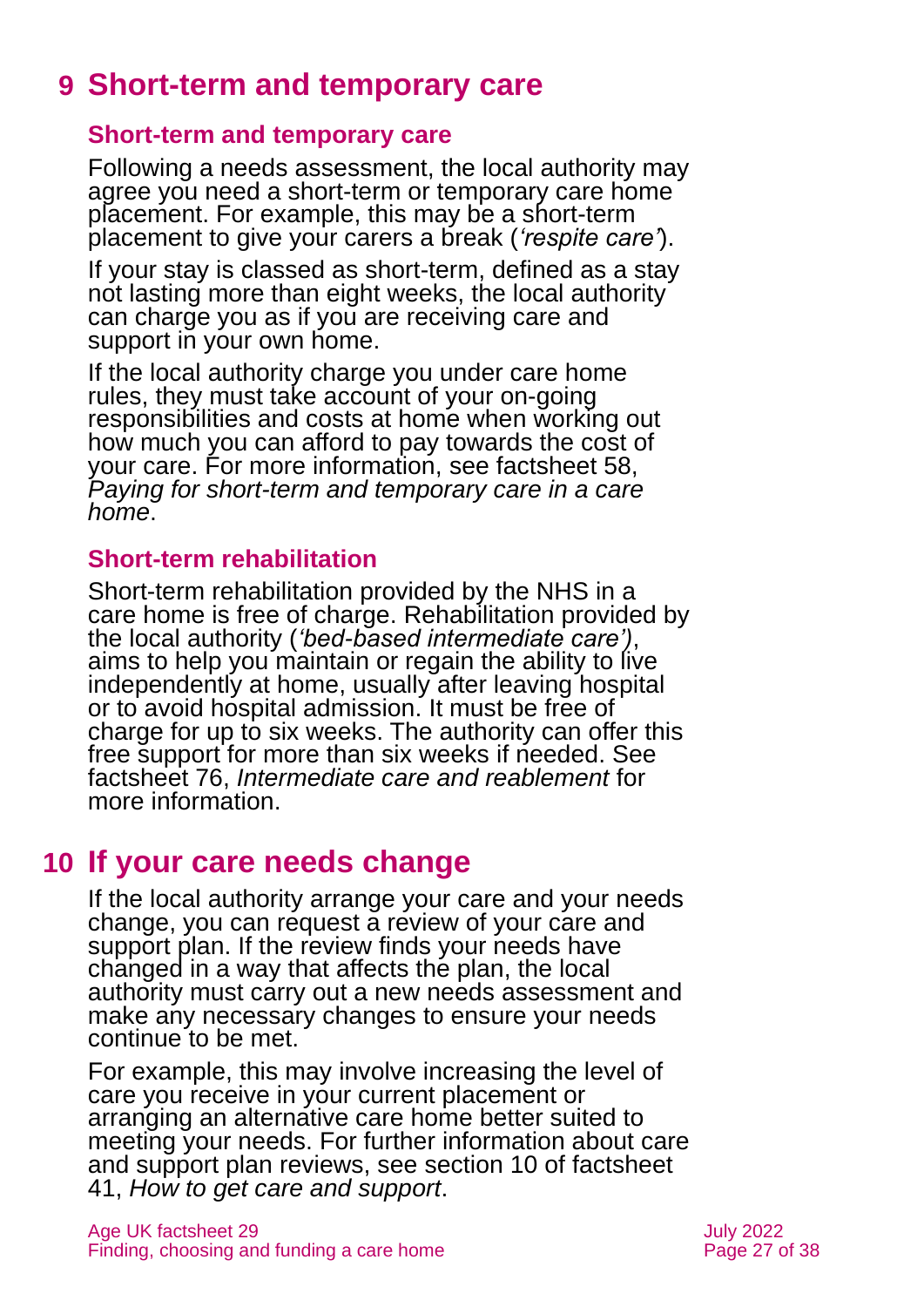# 9 Short-term and temporary care

## Short-term and temporary care

Following a needs assessment, the local authority may agree you need a short-term or temporary care home placement. For example, this may be a short-term placement to give your carers a break (*'respite care'*).

If your stay is classed as short-term, defined as a stay not lasting more than eight weeks, the local authority can charge you as if you are receiving care and support in your own home.

If the local authority charge you under care home rules, they must take account of your on-going responsibilities and costs at home when working out how much you can afford to pay towards the cost of your care. For more information, see factsheet 58, *Paying for short-term and temporary care in a care home*.

## Short-term rehabilitation

Short-term rehabilitation provided by the NHS in a care home is free of charge. Rehabilitation provided by the local authority (*'bed-based intermediate care')*, aims to help you maintain or regain the ability to live independently at home, usually after leaving hospital or to avoid hospital admission. It must be free of charge for up to six weeks. The authority can offer this free support for more than six weeks if needed. See factsheet 76, *Intermediate care and reablement* for more information.

# 10 If your care needs change

If the local authority arrange your care and your needs change, you can request a review of your care and support plan. If the review finds your needs have changed in a way that affects the plan, the local authority must carry out a new needs assessment and make any necessary changes to ensure your needs continue to be met.

For example, this may involve increasing the level of care you receive in your current placement or arranging an alternative care home better suited to meeting your needs. For further information about care and support plan reviews, see section 10 of factsheet 41, *How to get care and support*.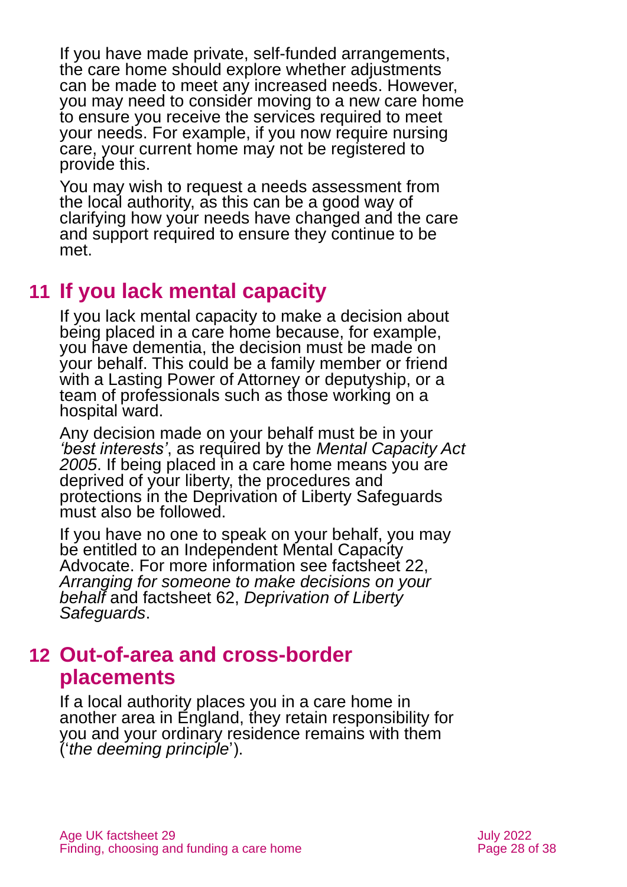If you have made private, self-funded arrangements, the care home should explore whether adjustments can be made to meet any increased needs. However, you may need to consider moving to a new care home to ensure you receive the services required to meet your needs. For example, if you now require nursing care, your current home may not be registered to provide this.

You may wish to request a needs assessment from the local authority, as this can be a good way of clarifying how your needs have changed and the care and support required to ensure they continue to be met.

## 11 If you lack mental capacity

If you lack mental capacity to make a decision about being placed in a care home because, for example, you have dementia, the decision must be made on your behalf. This could be a family member or friend with a Lasting Power of Attorney or deputyship, or a team of professionals such as those working on a hospital ward.

Any decision made on your behalf must be in your *'best interests'*, as required by the *Mental Capacity Act 2005*. If being placed in a care home means you are deprived of your liberty, the procedures and protections in the Deprivation of Liberty Safeguards must also be followed.

If you have no one to speak on your behalf, you may be entitled to an Independent Mental Capacity Advocate. For more information see factsheet 22, *Arranging for someone to make decisions on your behalf* and factsheet 62, *Deprivation of Liberty Safeguards*.

## 12 Out-of-area and cross-border placements

If a local authority places you in a care home in another area in England, they retain responsibility for you and your ordinary residence remains with them ('*the deeming principle*').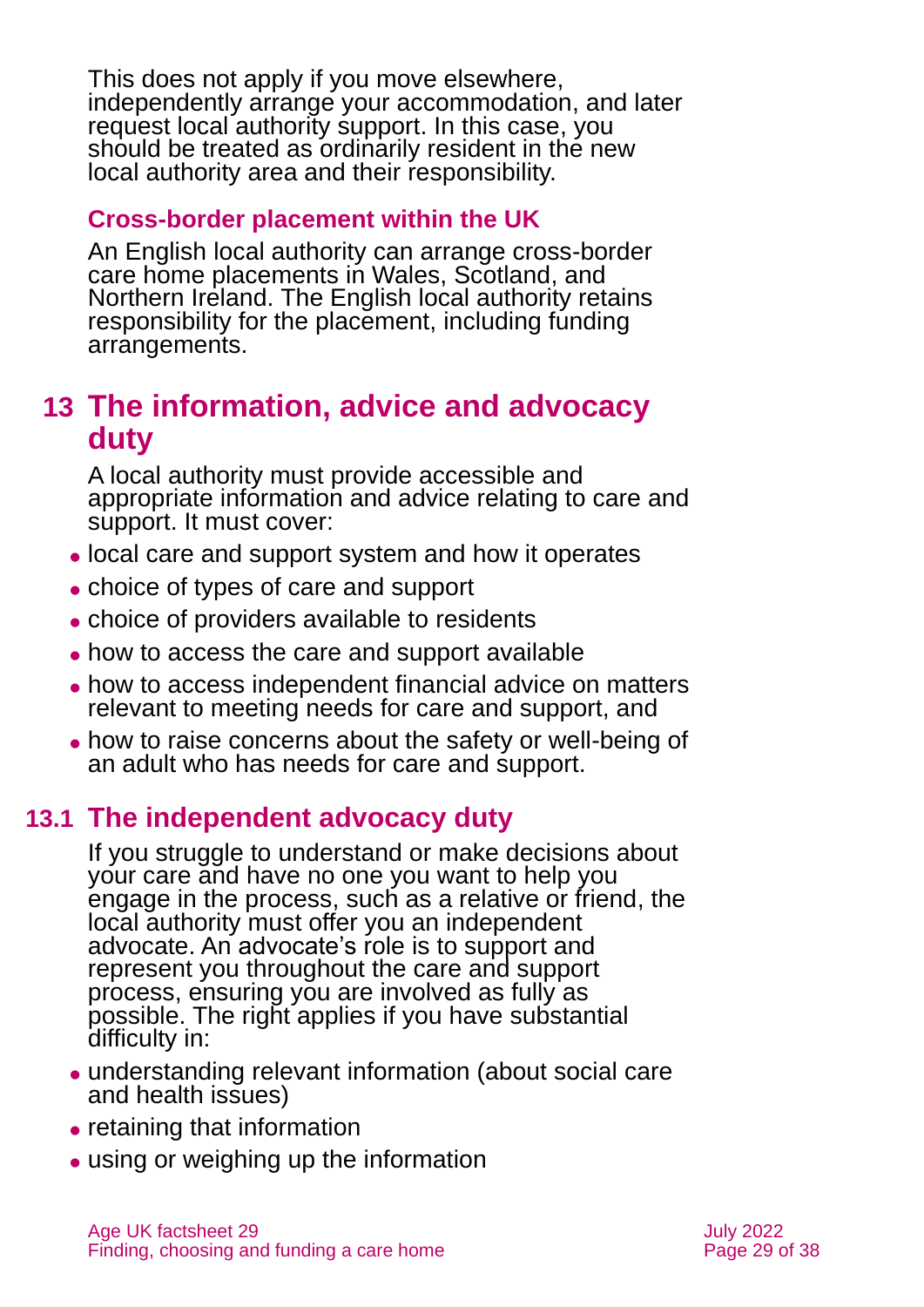This does not apply if you move elsewhere, independently arrange your accommodation, and later request local authority support. In this case, you should be treated as ordinarily resident in the new local authority area and their responsibility.

### Cross-border placement within the UK

An English local authority can arrange cross-border care home placements in Wales, Scotland, and Northern Ireland. The English local authority retains responsibility for the placement, including funding arrangements.

## 13 The information, advice and advocacy duty

A local authority must provide accessible and appropriate information and advice relating to care and support. It must cover:

- local care and support system and how it operates
- choice of types of care and support
- choice of providers available to residents
- how to access the care and support available
- how to access independent financial advice on matters relevant to meeting needs for care and support, and
- how to raise concerns about the safety or well-being of an adult who has needs for care and support.

## 13.1 The independent advocacy duty

If you struggle to understand or make decisions about your care and have no one you want to help you engage in the process, such as a relative or friend, the local authority must offer you an independent advocate. An advocate's role is to support and represent you throughout the care and support process, ensuring you are involved as fully as possible. The right applies if you have substantial difficulty in:

- understanding relevant information (about social care and health issues)
- retaining that information
- using or weighing up the information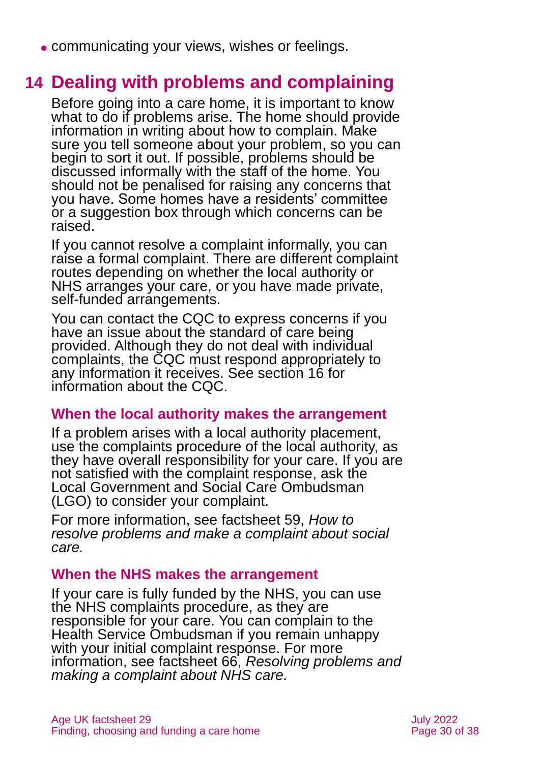- communicating your views, wishes or feelings.

# 14 Dealing with problems and complaining

Before going into a care home, it is important to know what to do if problems arise. The home should provide information in writing about how to complain. Make sure you tell someone about your problem, so you can begin to sort it out. If possible, problems should be discussed informally with the staff of the home. You should not be penalised for raising any concerns that you have. Some homes have a residents' committee or a suggestion box through which concerns can be raised.

If you cannot resolve a complaint informally, you can raise a formal complaint. There are different complaint routes depending on whether the local authority or NHS arranges your care, or you have made private, self-funded arrangements.

You can contact the CQC to express concerns if you have an issue about the standard of care being provided. Although they do not deal with individual complaints, the CQC must respond appropriately to any information it receives. See section 16 for information about the CQC.

## When the local authority makes the arrangement

If a problem arises with a local authority placement, use the complaints procedure of the local authority, as they have overall responsibility for your care. If you are not satisfied with the complaint response, ask the Local Government and Social Care Ombudsman (LGO) to consider your complaint.

For more information, see factsheet 59, *How to resolve problems and make a complaint about social care.*

## When the NHS makes the arrangement

If your care is fully funded by the NHS, you can use the NHS complaints procedure, as they are responsible for your care. You can complain to the Health Service Ombudsman if you remain unhappy with your initial complaint response. For more information, see factsheet 66, *Resolving problems and making a complaint about NHS care.*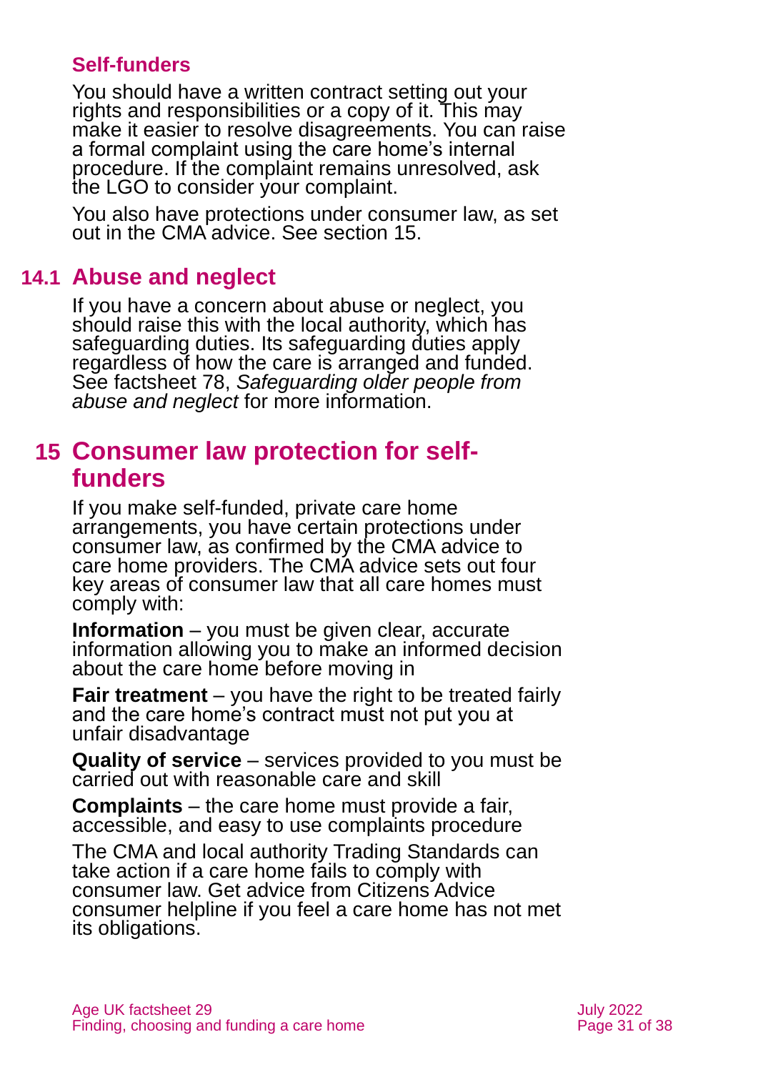### Self-funders

You should have a written contract setting out your rights and responsibilities or a copy of it. This may make it easier to resolve disagreements. You can raise a formal complaint using the care home's internal procedure. If the complaint remains unresolved, ask the LGO to consider your complaint.

You also have protections under consumer law, as set out in the CMA advice. See section 15.

## 14.1 Abuse and neglect

If you have a concern about abuse or neglect, you should raise this with the local authority, which has safeguarding duties. Its safeguarding duties apply regardless of how the care is arranged and funded. See factsheet 78, *Safeguarding older people from abuse and neglect* for more information.

# 15 Consumer law protection for self-funders

If you make self-funded, private care home arrangements, you have certain protections under consumer law, as confirmed by the CMA advice to care home providers. The CMA advice sets out four key areas of consumer law that all care homes must comply with:

**Information** – you must be given clear, accurate information allowing you to make an informed decision about the care home before moving in

**Fair treatment** – you have the right to be treated fairly and the care home's contract must not put you at unfair disadvantage

**Quality of service** – services provided to you must be carried out with reasonable care and skill

**Complaints** – the care home must provide a fair, accessible, and easy to use complaints procedure

The CMA and local authority Trading Standards can take action if a care home fails to comply with consumer law. Get advice from Citizens Advice consumer helpline if you feel a care home has not met its obligations.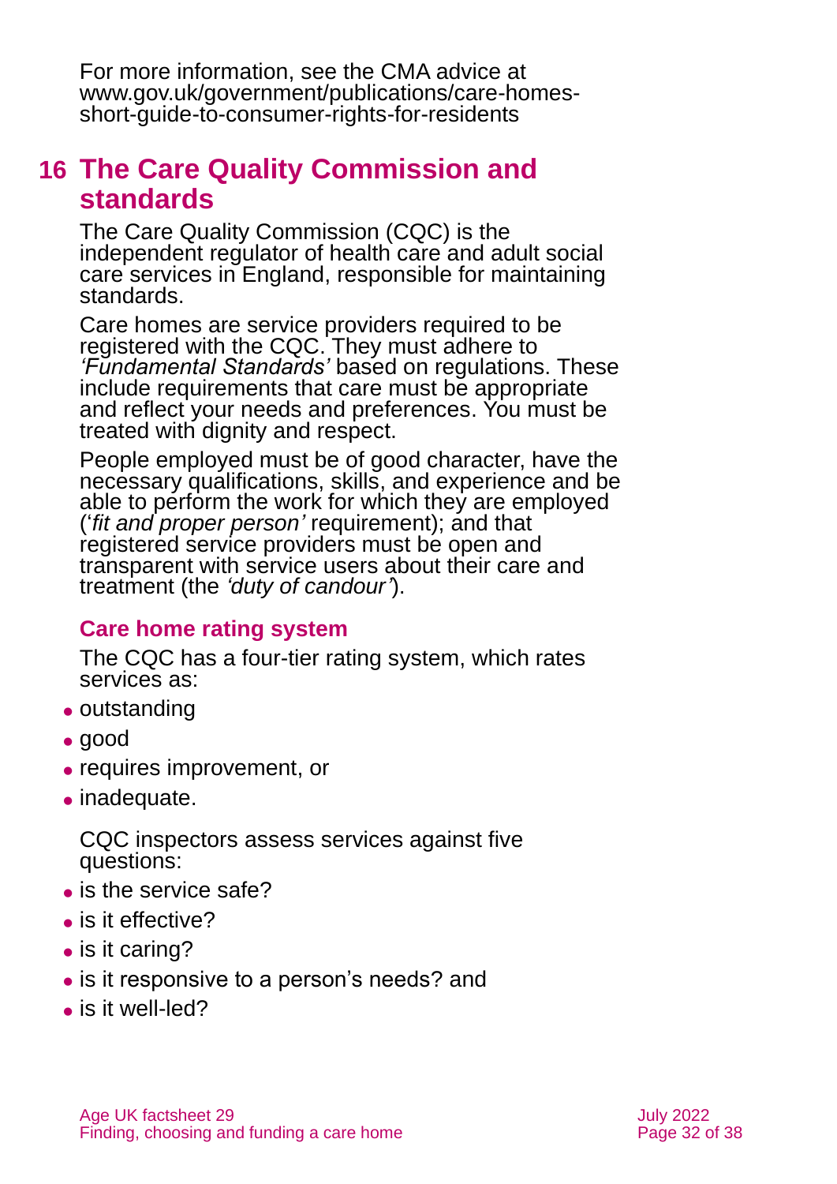For more information, see the CMA advice at www.gov.uk/government/publications/care-homes-short-guide-to-consumer-rights-for-residents

## 16 The Care Quality Commission and standards

The Care Quality Commission (CQC) is the independent regulator of health care and adult social care services in England, responsible for maintaining standards.

Care homes are service providers required to be registered with the CQC. They must adhere to *'Fundamental Standards'* based on regulations. These include requirements that care must be appropriate and reflect your needs and preferences. You must be treated with dignity and respect.

People employed must be of good character, have the necessary qualifications, skills, and experience and be able to perform the work for which they are employed (*'fit and proper person'* requirement); and that registered service providers must be open and transparent with service users about their care and treatment (the *'duty of candour'*).

### Care home rating system

The CQC has a four-tier rating system, which rates services as:

- outstanding
- good
- requires improvement, or
- inadequate.

CQC inspectors assess services against five questions:

- is the service safe?
- is it effective?
- is it caring?
- is it responsive to a person's needs? and
- is it well-led?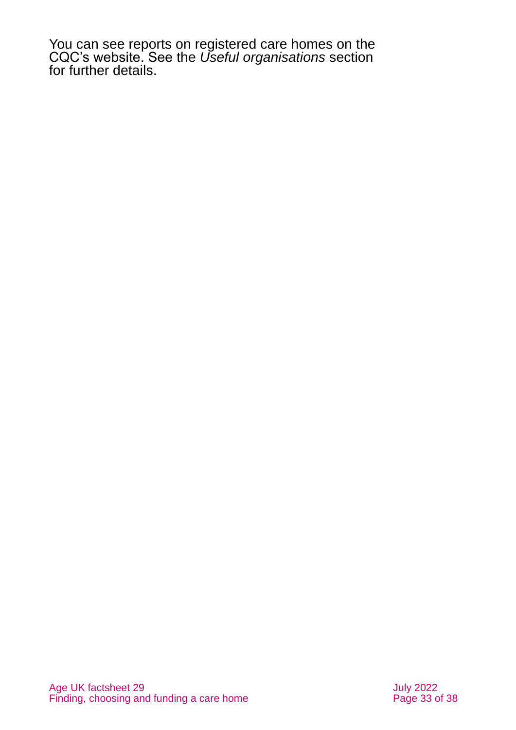You can see reports on registered care homes on the CQC's website. See the *Useful organisations* section for further details.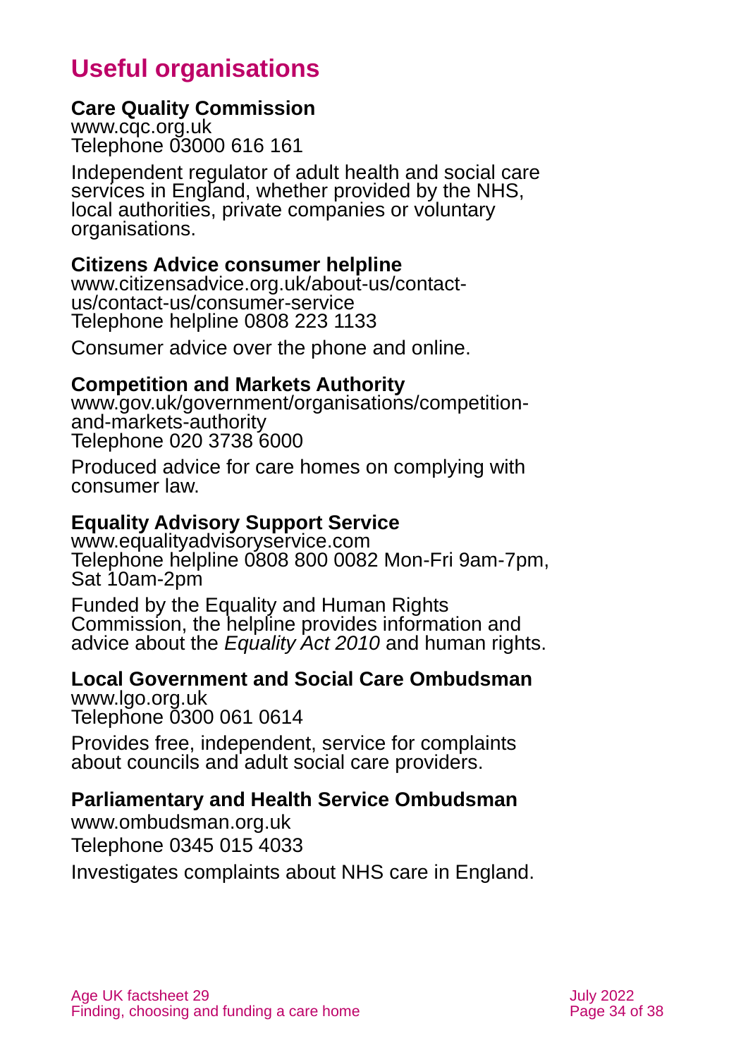## Useful organisations

**Care Quality Commission**
www.cqc.org.uk
Telephone 03000 616 161

Independent regulator of adult health and social care services in England, whether provided by the NHS, local authorities, private companies or voluntary organisations.

**Citizens Advice consumer helpline**
www.citizensadvice.org.uk/about-us/contact-us/contact-us/consumer-service
Telephone helpline 0808 223 1133

Consumer advice over the phone and online.

**Competition and Markets Authority**
www.gov.uk/government/organisations/competition-and-markets-authority
Telephone 020 3738 6000

Produced advice for care homes on complying with consumer law.

**Equality Advisory Support Service**
www.equalityadvisoryservice.com
Telephone helpline 0808 800 0082 Mon-Fri 9am-7pm, Sat 10am-2pm

Funded by the Equality and Human Rights Commission, the helpline provides information and advice about the *Equality Act 2010* and human rights.

**Local Government and Social Care Ombudsman**
www.lgo.org.uk
Telephone 0300 061 0614

Provides free, independent, service for complaints about councils and adult social care providers.

**Parliamentary and Health Service Ombudsman**
www.ombudsman.org.uk
Telephone 0345 015 4033

Investigates complaints about NHS care in England.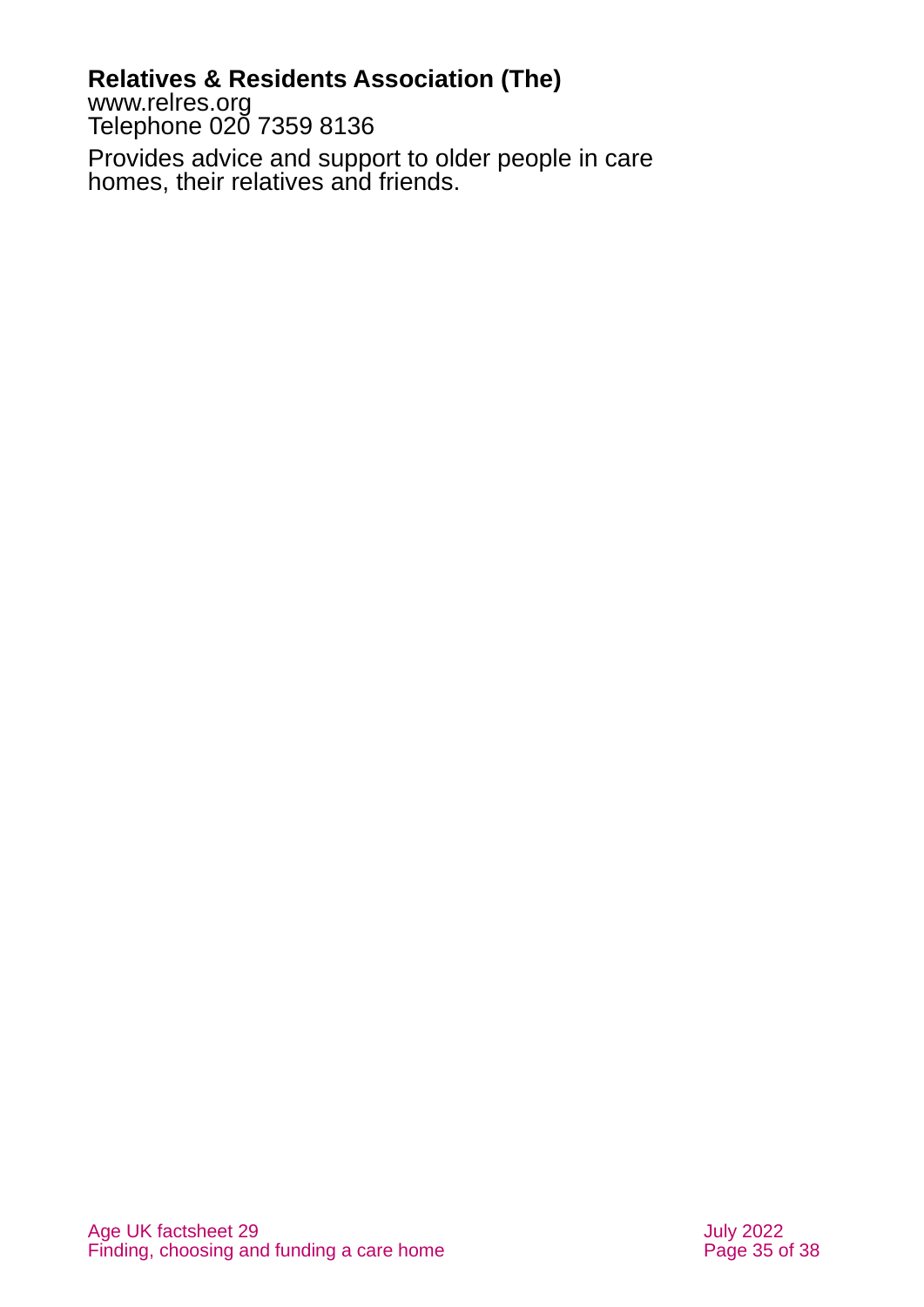**Relatives & Residents Association (The)**
www.relres.org
Telephone 020 7359 8136

Provides advice and support to older people in care homes, their relatives and friends.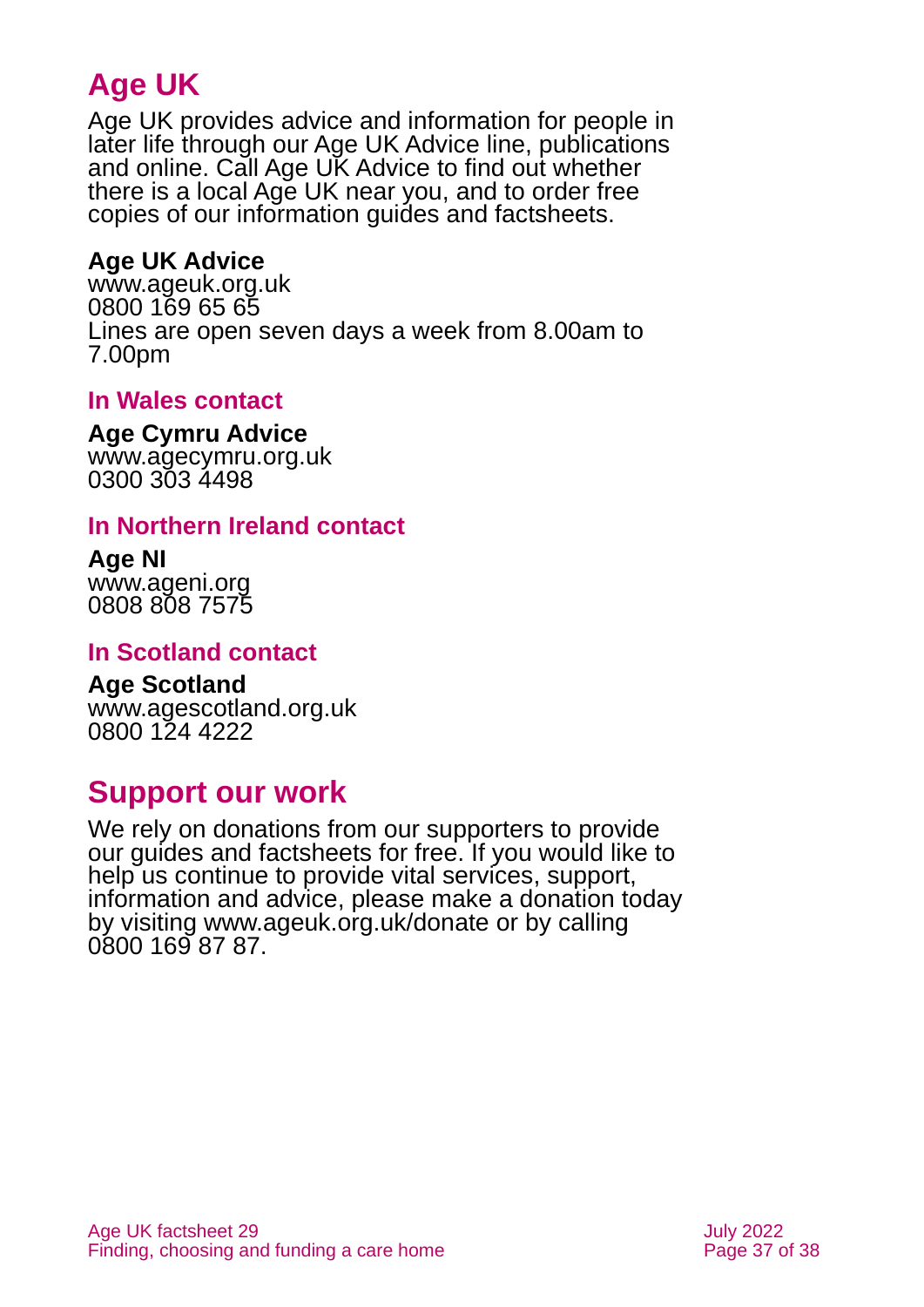# Age UK

Age UK provides advice and information for people in later life through our Age UK Advice line, publications and online. Call Age UK Advice to find out whether there is a local Age UK near you, and to order free copies of our information guides and factsheets.

**Age UK Advice**
www.ageuk.org.uk
0800 169 65 65
Lines are open seven days a week from 8.00am to 7.00pm

### In Wales contact

**Age Cymru Advice**
www.agecymru.org.uk
0300 303 4498

### In Northern Ireland contact

**Age NI**
www.ageni.org
0808 808 7575

### In Scotland contact

**Age Scotland**
www.agescotland.org.uk
0800 124 4222

# Support our work

We rely on donations from our supporters to provide our guides and factsheets for free. If you would like to help us continue to provide vital services, support, information and advice, please make a donation today by visiting www.ageuk.org.uk/donate or by calling 0800 169 87 87.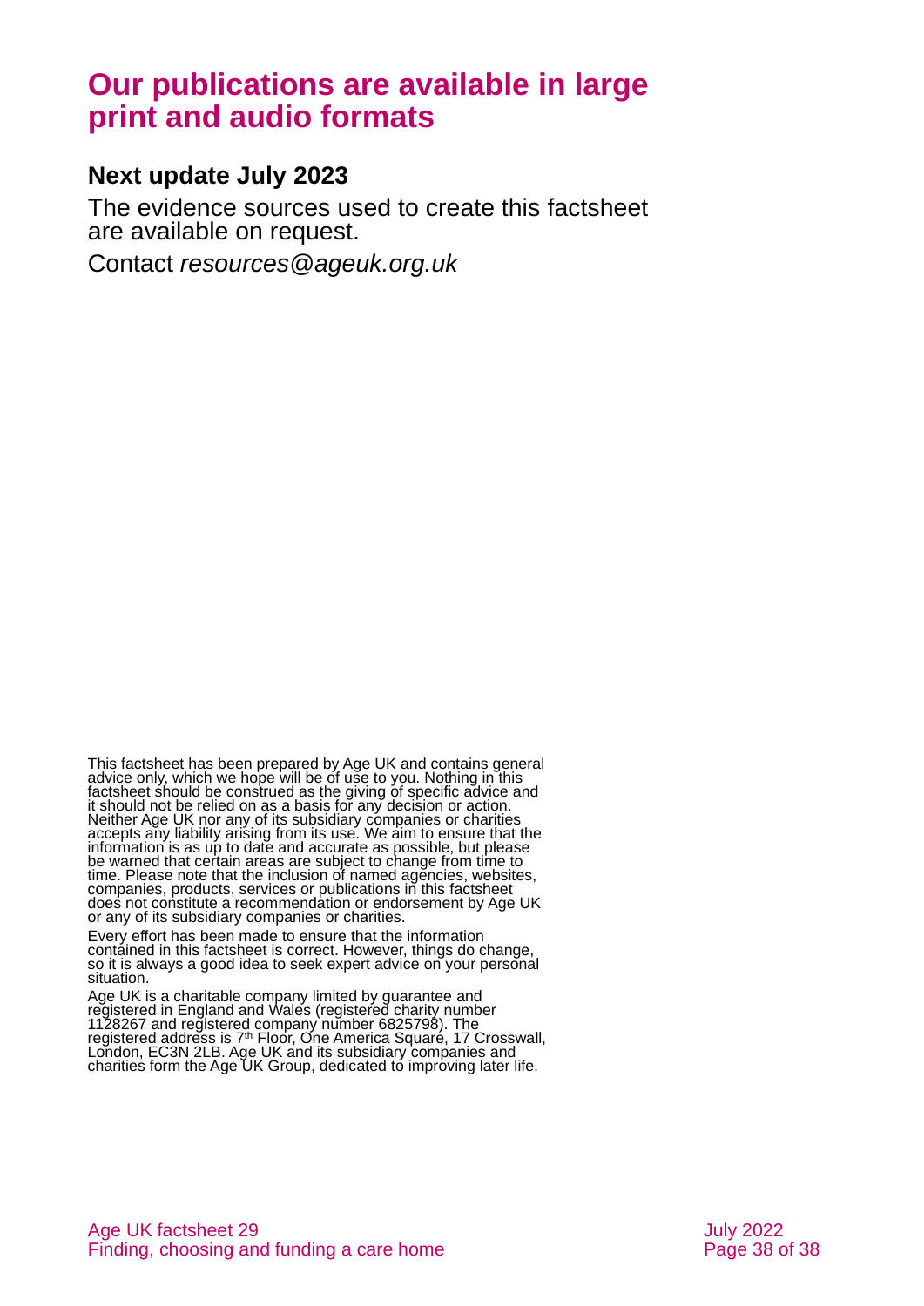# Our publications are available in large print and audio formats

## Next update July 2023

The evidence sources used to create this factsheet are available on request.

Contact *resources@ageuk.org.uk*

This factsheet has been prepared by Age UK and contains general advice only, which we hope will be of use to you. Nothing in this factsheet should be construed as the giving of specific advice and it should not be relied on as a basis for any decision or action. Neither Age UK nor any of its subsidiary companies or charities accepts any liability arising from its use. We aim to ensure that the information is as up to date and accurate as possible, but please be warned that certain areas are subject to change from time to time. Please note that the inclusion of named agencies, websites, companies, products, services or publications in this factsheet does not constitute a recommendation or endorsement by Age UK or any of its subsidiary companies or charities.

Every effort has been made to ensure that the information contained in this factsheet is correct. However, things do change, so it is always a good idea to seek expert advice on your personal situation.

Age UK is a charitable company limited by guarantee and registered in England and Wales (registered charity number 1128267 and registered company number 6825798). The registered address is 7th Floor, One America Square, 17 Crosswall, London, EC3N 2LB. Age UK and its subsidiary companies and charities form the Age UK Group, dedicated to improving later life.